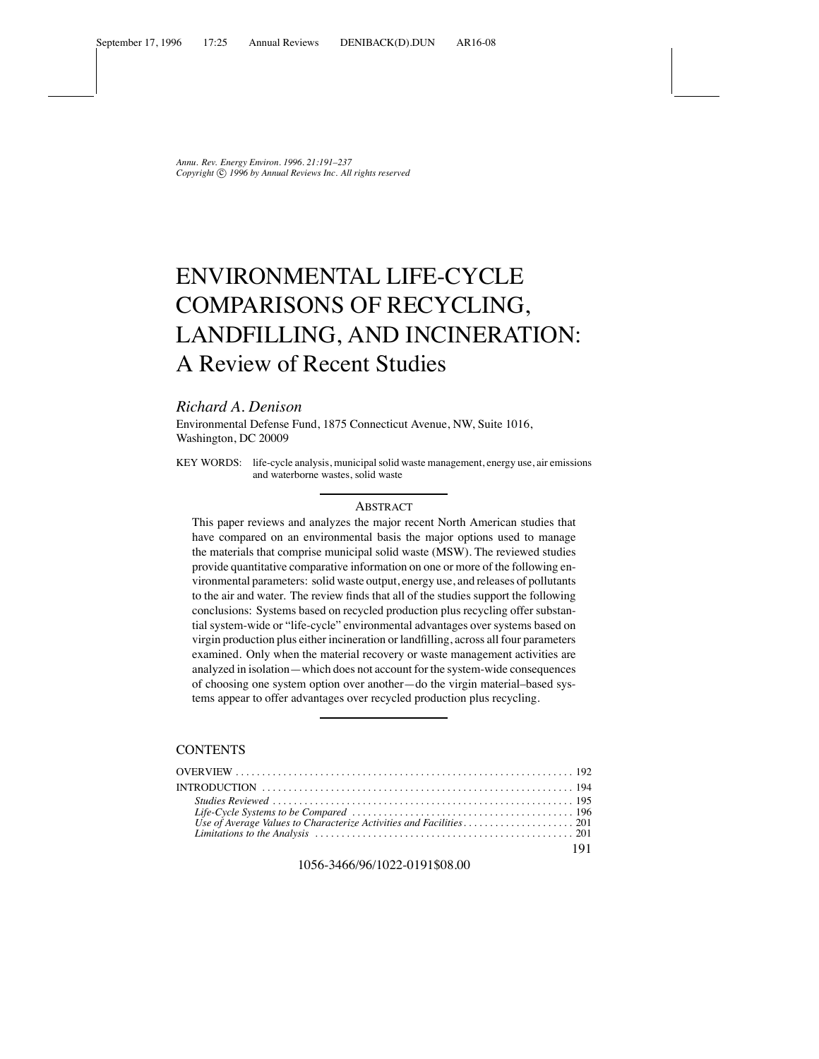*Annu. Rev. Energy Environ. 1996. 21:191–237*
*Copyright © 1996 by Annual Reviews Inc. All rights reserved*

# ENVIRONMENTAL LIFE-CYCLE COMPARISONS OF RECYCLING, LANDFILLING, AND INCINERATION: A Review of Recent Studies

*Richard A. Denison*

Environmental Defense Fund, 1875 Connecticut Avenue, NW, Suite 1016, Washington, DC 20009

KEY WORDS: life-cycle analysis, municipal solid waste management, energy use, air emissions and waterborne wastes, solid waste

## ABSTRACT

This paper reviews and analyzes the major recent North American studies that have compared on an environmental basis the major options used to manage the materials that comprise municipal solid waste (MSW). The reviewed studies provide quantitative comparative information on one or more of the following environmental parameters: solid waste output, energy use, and releases of pollutants to the air and water. The review finds that all of the studies support the following conclusions: Systems based on recycled production plus recycling offer substantial system-wide or "life-cycle" environmental advantages over systems based on virgin production plus either incineration or landfilling, across all four parameters examined. Only when the material recovery or waste management activities are analyzed in isolation—which does not account for the system-wide consequences of choosing one system option over another—do the virgin material–based systems appear to offer advantages over recycled production plus recycling.

## CONTENTS

OVERVIEW . . . . . 192
INTRODUCTION . . . . . 194
*Studies Reviewed* . . . . . 195
*Life-Cycle Systems to be Compared* . . . . . 196
*Use of Average Values to Characterize Activities and Facilities* . . . . . 201
*Limitations to the Analysis* . . . . . 201

1056-3466/96/1022-0191$08.00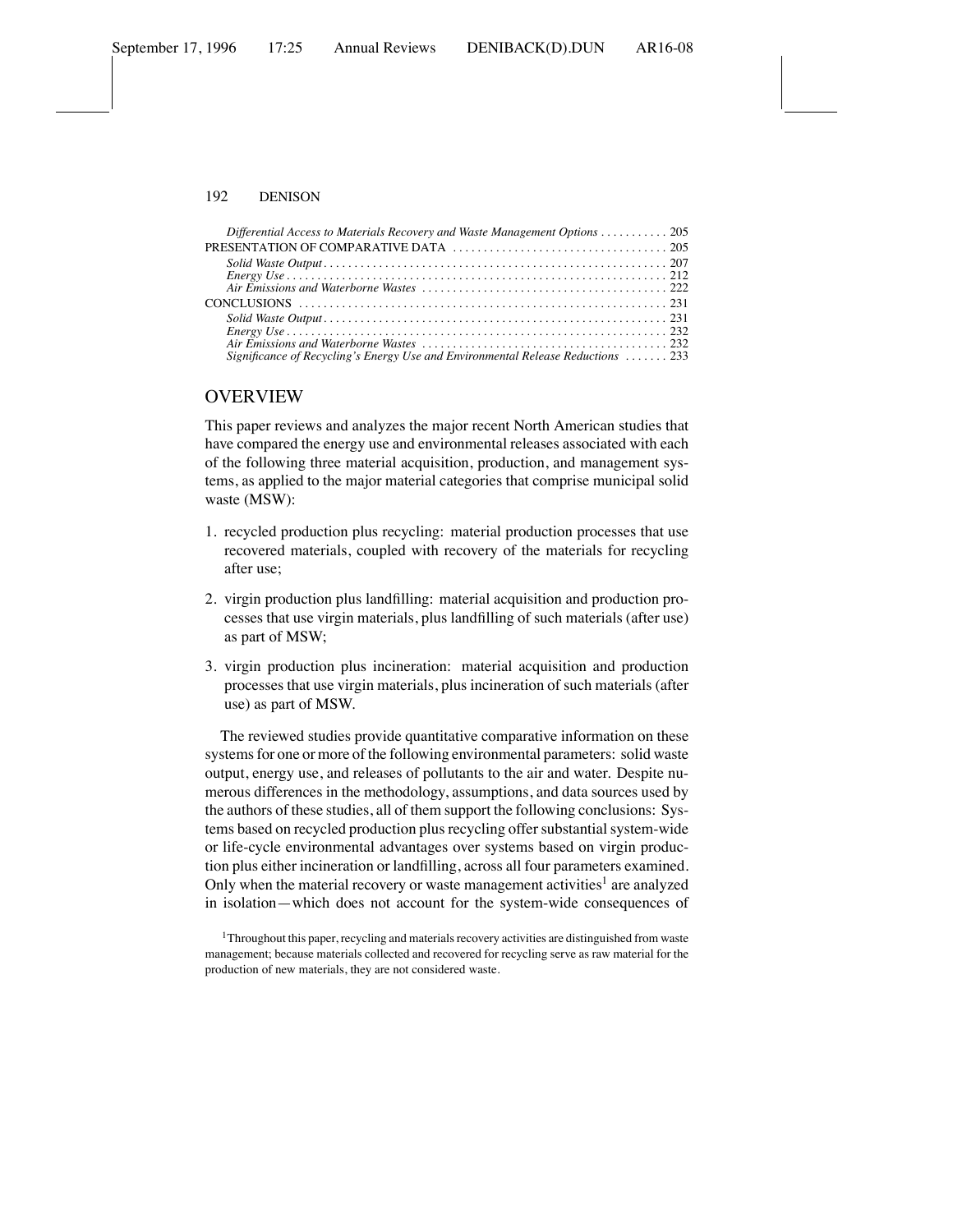*Differential Access to Materials Recovery and Waste Management Options* . . . . . . . . . . . 205
PRESENTATION OF COMPARATIVE DATA . . . . . . . . . . . . . . . . . . . . . . . . . . . . . . . . . . . 205
*Solid Waste Output* . . . . . . . . . . . . . . . . . . . . . . . . . . . . . . . . . . . . . . . . . . . . . . . . . . . . . . . 207
*Energy Use* . . . . . . . . . . . . . . . . . . . . . . . . . . . . . . . . . . . . . . . . . . . . . . . . . . . . . . . . . . . . . 212
*Air Emissions and Waterborne Wastes* . . . . . . . . . . . . . . . . . . . . . . . . . . . . . . . . . . . . . . . 222
CONCLUSIONS . . . . . . . . . . . . . . . . . . . . . . . . . . . . . . . . . . . . . . . . . . . . . . . . . . . . . . . . . . . 231
*Solid Waste Output* . . . . . . . . . . . . . . . . . . . . . . . . . . . . . . . . . . . . . . . . . . . . . . . . . . . . . . . 231
*Energy Use* . . . . . . . . . . . . . . . . . . . . . . . . . . . . . . . . . . . . . . . . . . . . . . . . . . . . . . . . . . . . . 232
*Air Emissions and Waterborne Wastes* . . . . . . . . . . . . . . . . . . . . . . . . . . . . . . . . . . . . . . . 232
*Significance of Recycling's Energy Use and Environmental Release Reductions* . . . . . . . 233

## OVERVIEW

This paper reviews and analyzes the major recent North American studies that have compared the energy use and environmental releases associated with each of the following three material acquisition, production, and management systems, as applied to the major material categories that comprise municipal solid waste (MSW):

1. recycled production plus recycling: material production processes that use recovered materials, coupled with recovery of the materials for recycling after use;
2. virgin production plus landfilling: material acquisition and production processes that use virgin materials, plus landfilling of such materials (after use) as part of MSW;
3. virgin production plus incineration: material acquisition and production processes that use virgin materials, plus incineration of such materials (after use) as part of MSW.

The reviewed studies provide quantitative comparative information on these systems for one or more of the following environmental parameters: solid waste output, energy use, and releases of pollutants to the air and water. Despite numerous differences in the methodology, assumptions, and data sources used by the authors of these studies, all of them support the following conclusions: Systems based on recycled production plus recycling offer substantial system-wide or life-cycle environmental advantages over systems based on virgin production plus either incineration or landfilling, across all four parameters examined. Only when the material recovery or waste management activities[1] are analyzed in isolation—which does not account for the system-wide consequences of

[1] Throughout this paper, recycling and materials recovery activities are distinguished from waste management; because materials collected and recovered for recycling serve as raw material for the production of new materials, they are not considered waste.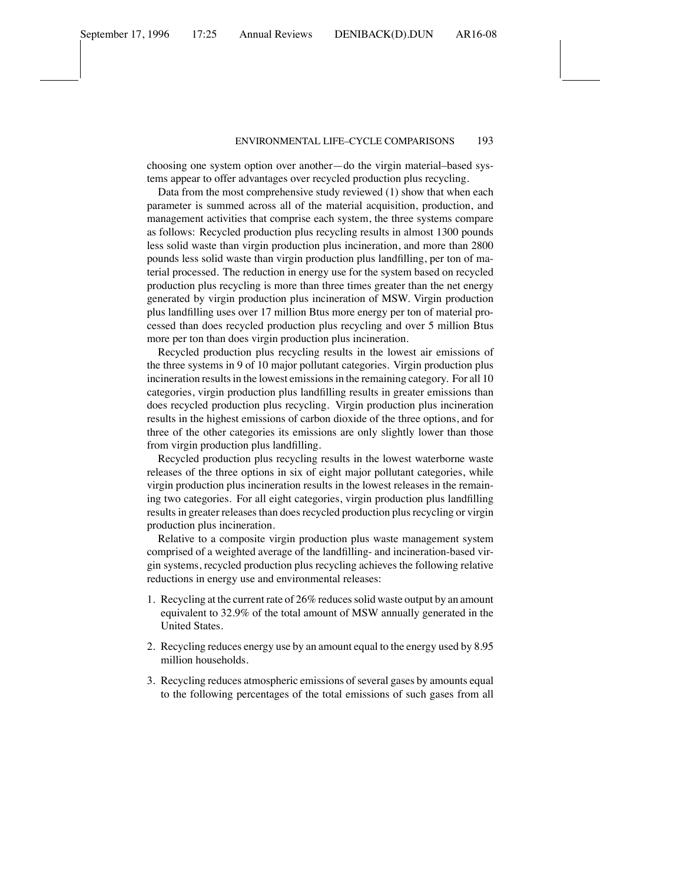choosing one system option over another—do the virgin material–based systems appear to offer advantages over recycled production plus recycling.

Data from the most comprehensive study reviewed (1) show that when each parameter is summed across all of the material acquisition, production, and management activities that comprise each system, the three systems compare as follows: Recycled production plus recycling results in almost 1300 pounds less solid waste than virgin production plus incineration, and more than 2800 pounds less solid waste than virgin production plus landfilling, per ton of material processed. The reduction in energy use for the system based on recycled production plus recycling is more than three times greater than the net energy generated by virgin production plus incineration of MSW. Virgin production plus landfilling uses over 17 million Btus more energy per ton of material processed than does recycled production plus recycling and over 5 million Btus more per ton than does virgin production plus incineration.

Recycled production plus recycling results in the lowest air emissions of the three systems in 9 of 10 major pollutant categories. Virgin production plus incineration results in the lowest emissions in the remaining category. For all 10 categories, virgin production plus landfilling results in greater emissions than does recycled production plus recycling. Virgin production plus incineration results in the highest emissions of carbon dioxide of the three options, and for three of the other categories its emissions are only slightly lower than those from virgin production plus landfilling.

Recycled production plus recycling results in the lowest waterborne waste releases of the three options in six of eight major pollutant categories, while virgin production plus incineration results in the lowest releases in the remaining two categories. For all eight categories, virgin production plus landfilling results in greater releases than does recycled production plus recycling or virgin production plus incineration.

Relative to a composite virgin production plus waste management system comprised of a weighted average of the landfilling- and incineration-based virgin systems, recycled production plus recycling achieves the following relative reductions in energy use and environmental releases:

1. Recycling at the current rate of 26% reduces solid waste output by an amount equivalent to 32.9% of the total amount of MSW annually generated in the United States.
2. Recycling reduces energy use by an amount equal to the energy used by 8.95 million households.
3. Recycling reduces atmospheric emissions of several gases by amounts equal to the following percentages of the total emissions of such gases from all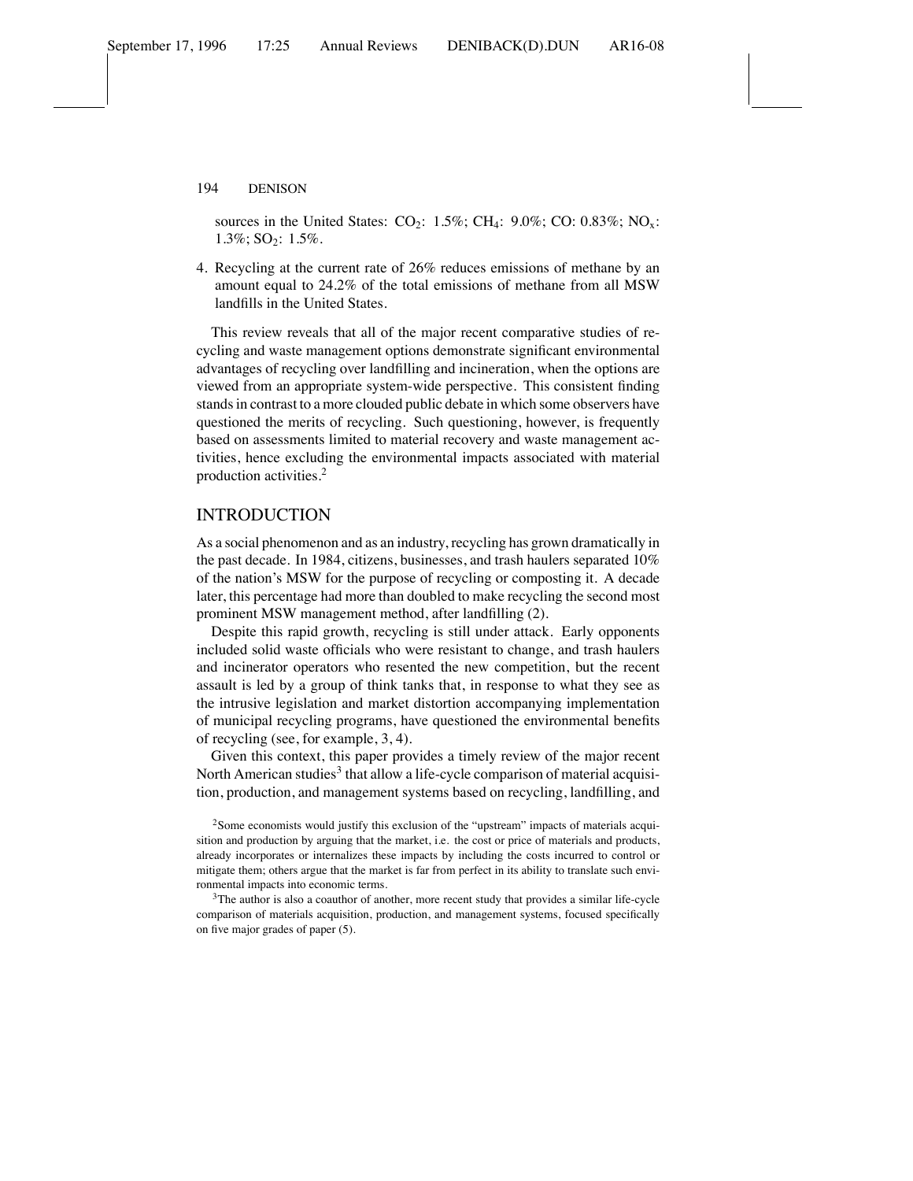sources in the United States: $CO_2$: 1.5%; $CH_4$: 9.0%; CO: 0.83%; $NO_x$: 1.3%; $SO_2$: 1.5%.

4. Recycling at the current rate of 26% reduces emissions of methane by an amount equal to 24.2% of the total emissions of methane from all MSW landfills in the United States.

This review reveals that all of the major recent comparative studies of recycling and waste management options demonstrate significant environmental advantages of recycling over landfilling and incineration, when the options are viewed from an appropriate system-wide perspective. This consistent finding stands in contrast to a more clouded public debate in which some observers have questioned the merits of recycling. Such questioning, however, is frequently based on assessments limited to material recovery and waste management activities, hence excluding the environmental impacts associated with material production activities.[2]

## INTRODUCTION

As a social phenomenon and as an industry, recycling has grown dramatically in the past decade. In 1984, citizens, businesses, and trash haulers separated 10% of the nation's MSW for the purpose of recycling or composting it. A decade later, this percentage had more than doubled to make recycling the second most prominent MSW management method, after landfilling (2).

Despite this rapid growth, recycling is still under attack. Early opponents included solid waste officials who were resistant to change, and trash haulers and incinerator operators who resented the new competition, but the recent assault is led by a group of think tanks that, in response to what they see as the intrusive legislation and market distortion accompanying implementation of municipal recycling programs, have questioned the environmental benefits of recycling (see, for example, 3, 4).

Given this context, this paper provides a timely review of the major recent North American studies[3] that allow a life-cycle comparison of material acquisition, production, and management systems based on recycling, landfilling, and

[2] Some economists would justify this exclusion of the "upstream" impacts of materials acquisition and production by arguing that the market, i.e. the cost or price of materials and products, already incorporates or internalizes these impacts by including the costs incurred to control or mitigate them; others argue that the market is far from perfect in its ability to translate such environmental impacts into economic terms.

[3] The author is also a coauthor of another, more recent study that provides a similar life-cycle comparison of materials acquisition, production, and management systems, focused specifically on five major grades of paper (5).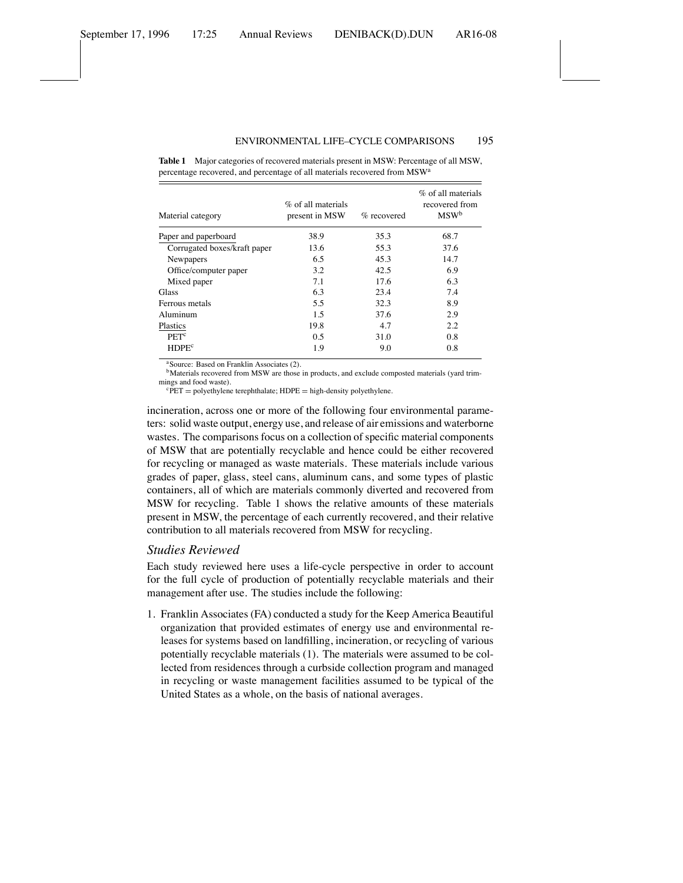**Table 1** Major categories of recovered materials present in MSW: Percentage of all MSW, percentage recovered, and percentage of all materials recovered from MSW[a]

| Material category | % of all materials present in MSW | % recovered | % of all materials recovered from MSW[b] |
|---|---|---|---|
| Paper and paperboard | 38.9 | 35.3 | 68.7 |
| Corrugated boxes/kraft paper | 13.6 | 55.3 | 37.6 |
| Newpapers | 6.5 | 45.3 | 14.7 |
| Office/computer paper | 3.2 | 42.5 | 6.9 |
| Mixed paper | 7.1 | 17.6 | 6.3 |
| Glass | 6.3 | 23.4 | 7.4 |
| Ferrous metals | 5.5 | 32.3 | 8.9 |
| Aluminum | 1.5 | 37.6 | 2.9 |
| Plastics | 19.8 | 4.7 | 2.2 |
| PET[c] | 0.5 | 31.0 | 0.8 |
| HDPE[c] | 1.9 | 9.0 | 0.8 |

[a]Source: Based on Franklin Associates (2).

[b]Materials recovered from MSW are those in products, and exclude composted materials (yard trimmings and food waste).

[c]PET = polyethylene terephthalate; HDPE = high-density polyethylene.

incineration, across one or more of the following four environmental parameters: solid waste output, energy use, and release of air emissions and waterborne wastes. The comparisons focus on a collection of specific material components of MSW that are potentially recyclable and hence could be either recovered for recycling or managed as waste materials. These materials include various grades of paper, glass, steel cans, aluminum cans, and some types of plastic containers, all of which are materials commonly diverted and recovered from MSW for recycling. Table 1 shows the relative amounts of these materials present in MSW, the percentage of each currently recovered, and their relative contribution to all materials recovered from MSW for recycling.

### *Studies Reviewed*

Each study reviewed here uses a life-cycle perspective in order to account for the full cycle of production of potentially recyclable materials and their management after use. The studies include the following:

1. Franklin Associates (FA) conducted a study for the Keep America Beautiful organization that provided estimates of energy use and environmental releases for systems based on landfilling, incineration, or recycling of various potentially recyclable materials (1). The materials were assumed to be collected from residences through a curbside collection program and managed in recycling or waste management facilities assumed to be typical of the United States as a whole, on the basis of national averages.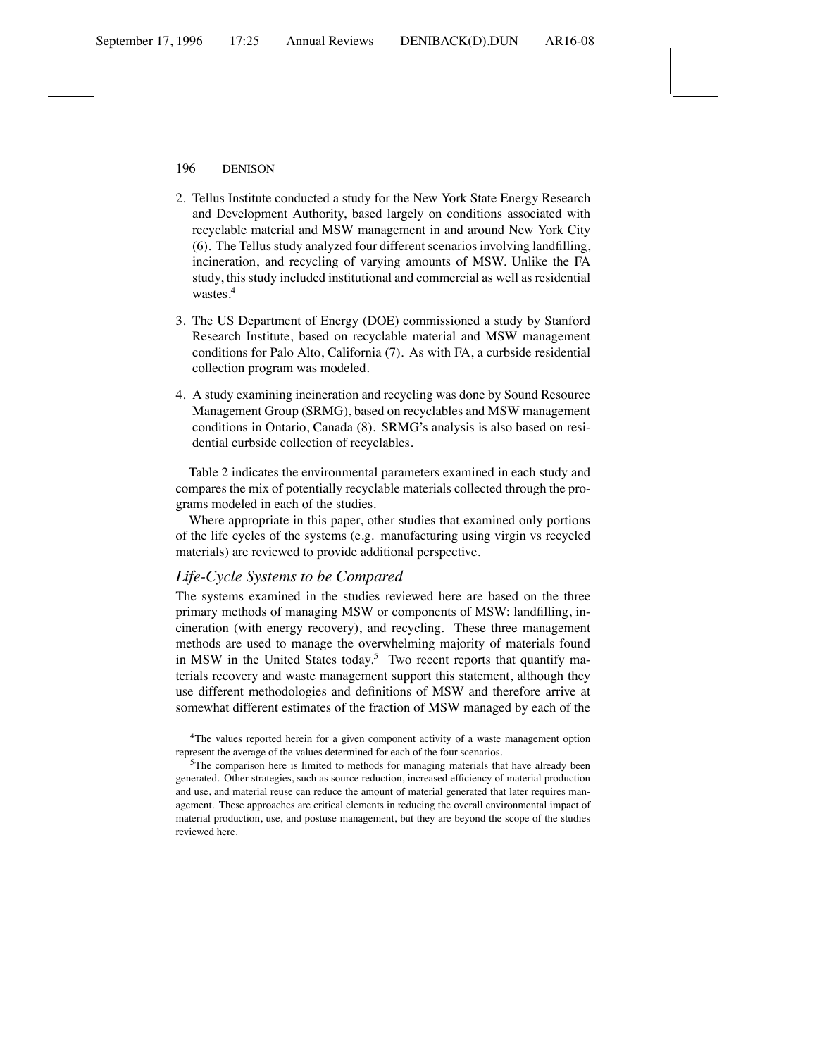2. Tellus Institute conducted a study for the New York State Energy Research and Development Authority, based largely on conditions associated with recyclable material and MSW management in and around New York City (6). The Tellus study analyzed four different scenarios involving landfilling, incineration, and recycling of varying amounts of MSW. Unlike the FA study, this study included institutional and commercial as well as residential wastes.[4]

3. The US Department of Energy (DOE) commissioned a study by Stanford Research Institute, based on recyclable material and MSW management conditions for Palo Alto, California (7). As with FA, a curbside residential collection program was modeled.

4. A study examining incineration and recycling was done by Sound Resource Management Group (SRMG), based on recyclables and MSW management conditions in Ontario, Canada (8). SRMG's analysis is also based on residential curbside collection of recyclables.

Table 2 indicates the environmental parameters examined in each study and compares the mix of potentially recyclable materials collected through the programs modeled in each of the studies.

Where appropriate in this paper, other studies that examined only portions of the life cycles of the systems (e.g. manufacturing using virgin vs recycled materials) are reviewed to provide additional perspective.

### *Life-Cycle Systems to be Compared*

The systems examined in the studies reviewed here are based on the three primary methods of managing MSW or components of MSW: landfilling, incineration (with energy recovery), and recycling. These three management methods are used to manage the overwhelming majority of materials found in MSW in the United States today.[5] Two recent reports that quantify materials recovery and waste management support this statement, although they use different methodologies and definitions of MSW and therefore arrive at somewhat different estimates of the fraction of MSW managed by each of the

[4]The values reported herein for a given component activity of a waste management option represent the average of the values determined for each of the four scenarios.

[5]The comparison here is limited to methods for managing materials that have already been generated. Other strategies, such as source reduction, increased efficiency of material production and use, and material reuse can reduce the amount of material generated that later requires management. These approaches are critical elements in reducing the overall environmental impact of material production, use, and postuse management, but they are beyond the scope of the studies reviewed here.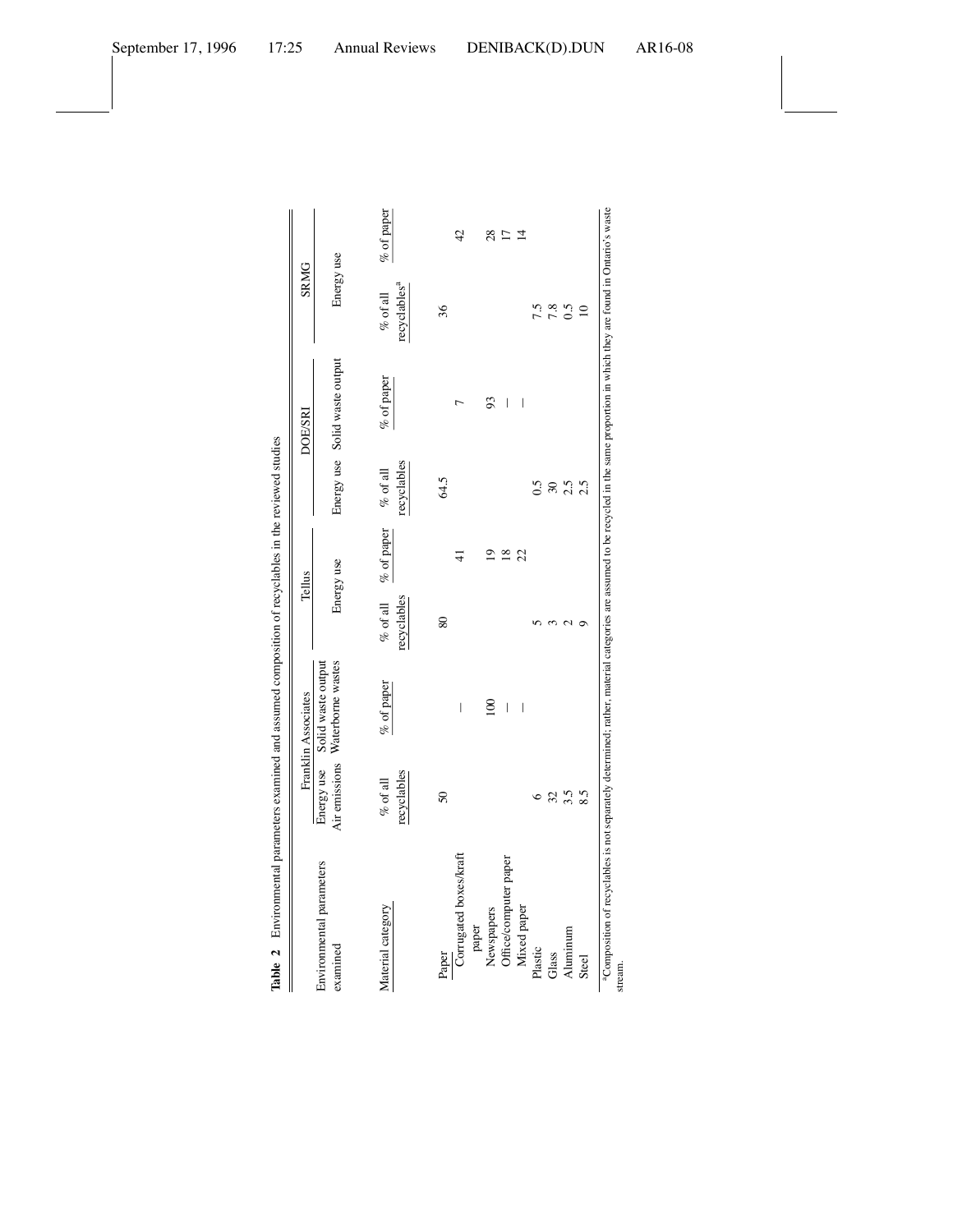**Table 2** Environmental parameters examined and assumed composition of recyclables in the reviewed studies

| | Franklin Associates | | Tellus | | DOE/SRI | | SRMG | |
|---|---|---|---|---|---|---|---|---|
| Environmental parameters examined | Energy use Air emissions | Solid waste output Waterborne wastes | Energy use | | Energy use | Solid waste output | Energy use | |
| Material category | % of all recyclables | % of paper | % of all recyclables | % of paper | % of all recyclables | % of paper | % of all recyclables[a] | % of paper |
| Paper | 50 | | 80 | | 64.5 | | 36 | |
| Corrugated boxes/kraft paper | | — | | 41 | | 7 | | 42 |
| Newspapers | | 100 | | 19 | | 93 | | 28 |
| Office/computer paper | | — | | 18 | | — | | 17 |
| Mixed paper | | — | | 22 | | — | | 14 |
| Plastic | 6 | | 5 | | 0.5 | | 7.5 | |
| Glass | 32 | | 3 | | 30 | | 7.8 | |
| Aluminum | 3.5 | | 2 | | 2.5 | | 0.5 | |
| Steel | 8.5 | | 9 | | 2.5 | | 10 | |

[a]Composition of recyclables is not separately determined; rather, material categories are assumed to be recycled in the same proportion in which they are found in Ontario's waste stream.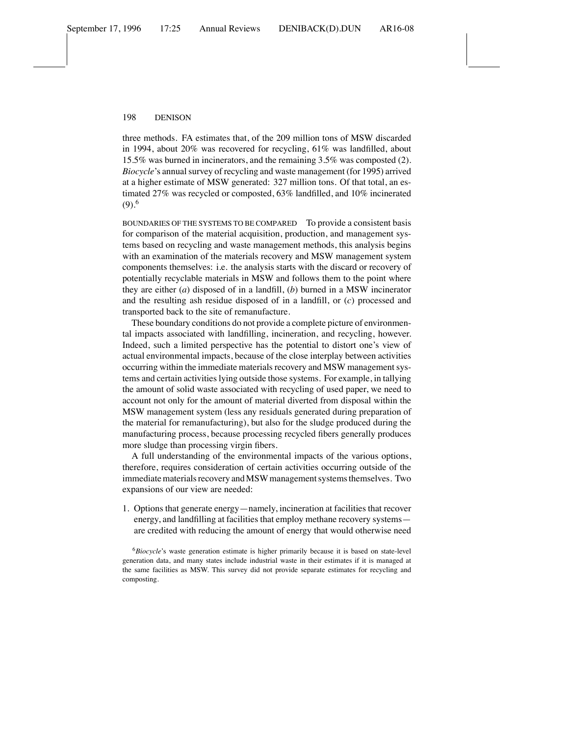three methods. FA estimates that, of the 209 million tons of MSW discarded in 1994, about 20% was recovered for recycling, 61% was landfilled, about 15.5% was burned in incinerators, and the remaining 3.5% was composted (2). *Biocycle*'s annual survey of recycling and waste management (for 1995) arrived at a higher estimate of MSW generated: 327 million tons. Of that total, an estimated 27% was recycled or composted, 63% landfilled, and 10% incinerated (9).[6]

BOUNDARIES OF THE SYSTEMS TO BE COMPARED To provide a consistent basis for comparison of the material acquisition, production, and management systems based on recycling and waste management methods, this analysis begins with an examination of the materials recovery and MSW management system components themselves: i.e. the analysis starts with the discard or recovery of potentially recyclable materials in MSW and follows them to the point where they are either (*a*) disposed of in a landfill, (*b*) burned in a MSW incinerator and the resulting ash residue disposed of in a landfill, or (*c*) processed and transported back to the site of remanufacture.

These boundary conditions do not provide a complete picture of environmental impacts associated with landfilling, incineration, and recycling, however. Indeed, such a limited perspective has the potential to distort one's view of actual environmental impacts, because of the close interplay between activities occurring within the immediate materials recovery and MSW management systems and certain activities lying outside those systems. For example, in tallying the amount of solid waste associated with recycling of used paper, we need to account not only for the amount of material diverted from disposal within the MSW management system (less any residuals generated during preparation of the material for remanufacturing), but also for the sludge produced during the manufacturing process, because processing recycled fibers generally produces more sludge than processing virgin fibers.

A full understanding of the environmental impacts of the various options, therefore, requires consideration of certain activities occurring outside of the immediate materials recovery and MSW management systems themselves. Two expansions of our view are needed:

1. Options that generate energy—namely, incineration at facilities that recover energy, and landfilling at facilities that employ methane recovery systems—are credited with reducing the amount of energy that would otherwise need

[6] *Biocycle*'s waste generation estimate is higher primarily because it is based on state-level generation data, and many states include industrial waste in their estimates if it is managed at the same facilities as MSW. This survey did not provide separate estimates for recycling and composting.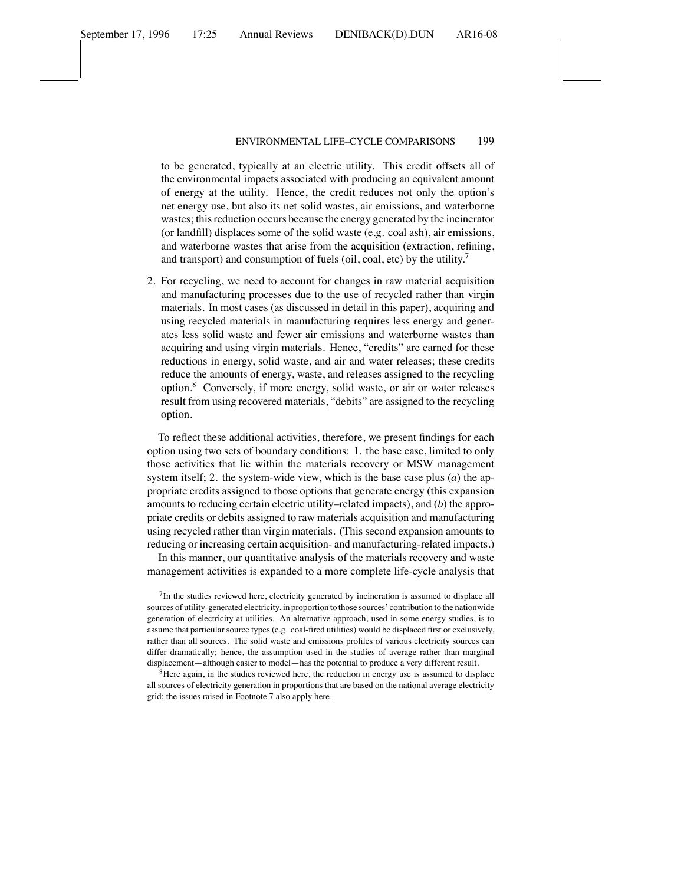to be generated, typically at an electric utility. This credit offsets all of the environmental impacts associated with producing an equivalent amount of energy at the utility. Hence, the credit reduces not only the option's net energy use, but also its net solid wastes, air emissions, and waterborne wastes; this reduction occurs because the energy generated by the incinerator (or landfill) displaces some of the solid waste (e.g. coal ash), air emissions, and waterborne wastes that arise from the acquisition (extraction, refining, and transport) and consumption of fuels (oil, coal, etc) by the utility.[7]

2. For recycling, we need to account for changes in raw material acquisition and manufacturing processes due to the use of recycled rather than virgin materials. In most cases (as discussed in detail in this paper), acquiring and using recycled materials in manufacturing requires less energy and generates less solid waste and fewer air emissions and waterborne wastes than acquiring and using virgin materials. Hence, "credits" are earned for these reductions in energy, solid waste, and air and water releases; these credits reduce the amounts of energy, waste, and releases assigned to the recycling option.[8] Conversely, if more energy, solid waste, or air or water releases result from using recovered materials, "debits" are assigned to the recycling option.

To reflect these additional activities, therefore, we present findings for each option using two sets of boundary conditions: 1. the base case, limited to only those activities that lie within the materials recovery or MSW management system itself; 2. the system-wide view, which is the base case plus (*a*) the appropriate credits assigned to those options that generate energy (this expansion amounts to reducing certain electric utility–related impacts), and (*b*) the appropriate credits or debits assigned to raw materials acquisition and manufacturing using recycled rather than virgin materials. (This second expansion amounts to reducing or increasing certain acquisition- and manufacturing-related impacts.)

In this manner, our quantitative analysis of the materials recovery and waste management activities is expanded to a more complete life-cycle analysis that

[7]In the studies reviewed here, electricity generated by incineration is assumed to displace all sources of utility-generated electricity, in proportion to those sources' contribution to the nationwide generation of electricity at utilities. An alternative approach, used in some energy studies, is to assume that particular source types (e.g. coal-fired utilities) would be displaced first or exclusively, rather than all sources. The solid waste and emissions profiles of various electricity sources can differ dramatically; hence, the assumption used in the studies of average rather than marginal displacement—although easier to model—has the potential to produce a very different result.

[8]Here again, in the studies reviewed here, the reduction in energy use is assumed to displace all sources of electricity generation in proportions that are based on the national average electricity grid; the issues raised in Footnote 7 also apply here.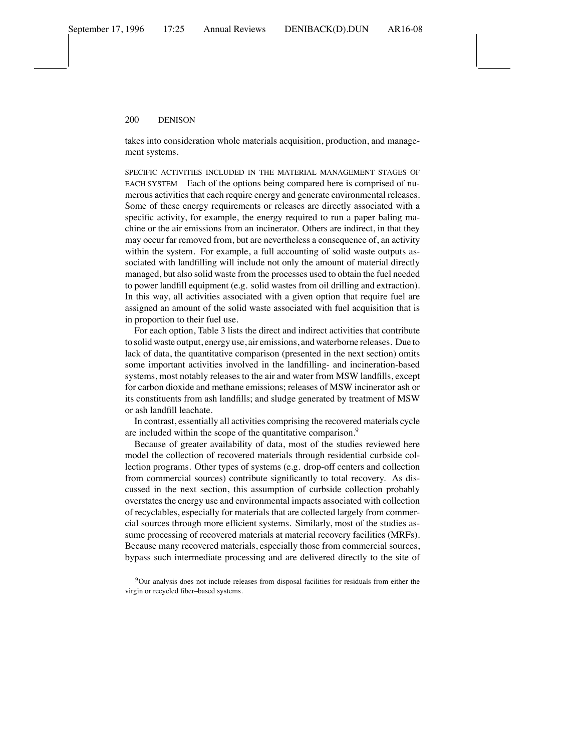takes into consideration whole materials acquisition, production, and management systems.

SPECIFIC ACTIVITIES INCLUDED IN THE MATERIAL MANAGEMENT STAGES OF EACH SYSTEM Each of the options being compared here is comprised of numerous activities that each require energy and generate environmental releases. Some of these energy requirements or releases are directly associated with a specific activity, for example, the energy required to run a paper baling machine or the air emissions from an incinerator. Others are indirect, in that they may occur far removed from, but are nevertheless a consequence of, an activity within the system. For example, a full accounting of solid waste outputs associated with landfilling will include not only the amount of material directly managed, but also solid waste from the processes used to obtain the fuel needed to power landfill equipment (e.g. solid wastes from oil drilling and extraction). In this way, all activities associated with a given option that require fuel are assigned an amount of the solid waste associated with fuel acquisition that is in proportion to their fuel use.

For each option, Table 3 lists the direct and indirect activities that contribute to solid waste output, energy use, air emissions, and waterborne releases. Due to lack of data, the quantitative comparison (presented in the next section) omits some important activities involved in the landfilling- and incineration-based systems, most notably releases to the air and water from MSW landfills, except for carbon dioxide and methane emissions; releases of MSW incinerator ash or its constituents from ash landfills; and sludge generated by treatment of MSW or ash landfill leachate.

In contrast, essentially all activities comprising the recovered materials cycle are included within the scope of the quantitative comparison.[9]

Because of greater availability of data, most of the studies reviewed here model the collection of recovered materials through residential curbside collection programs. Other types of systems (e.g. drop-off centers and collection from commercial sources) contribute significantly to total recovery. As discussed in the next section, this assumption of curbside collection probably overstates the energy use and environmental impacts associated with collection of recyclables, especially for materials that are collected largely from commercial sources through more efficient systems. Similarly, most of the studies assume processing of recovered materials at material recovery facilities (MRFs). Because many recovered materials, especially those from commercial sources, bypass such intermediate processing and are delivered directly to the site of

[9]Our analysis does not include releases from disposal facilities for residuals from either the virgin or recycled fiber–based systems.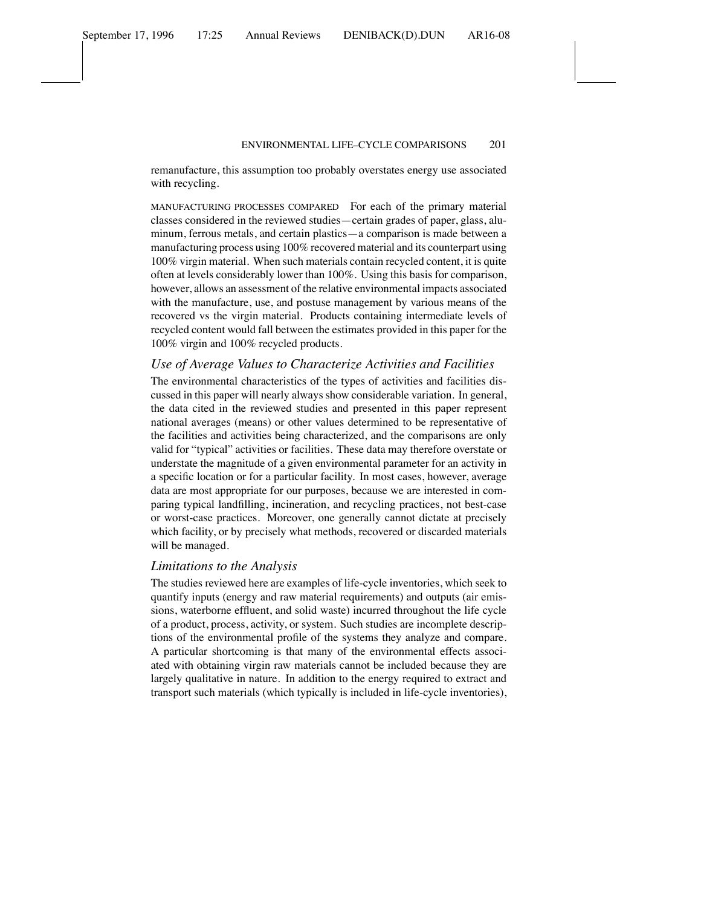remanufacture, this assumption too probably overstates energy use associated with recycling.

MANUFACTURING PROCESSES COMPARED For each of the primary material classes considered in the reviewed studies—certain grades of paper, glass, aluminum, ferrous metals, and certain plastics—a comparison is made between a manufacturing process using 100% recovered material and its counterpart using 100% virgin material. When such materials contain recycled content, it is quite often at levels considerably lower than 100%. Using this basis for comparison, however, allows an assessment of the relative environmental impacts associated with the manufacture, use, and postuse management by various means of the recovered vs the virgin material. Products containing intermediate levels of recycled content would fall between the estimates provided in this paper for the 100% virgin and 100% recycled products.

### *Use of Average Values to Characterize Activities and Facilities*

The environmental characteristics of the types of activities and facilities discussed in this paper will nearly always show considerable variation. In general, the data cited in the reviewed studies and presented in this paper represent national averages (means) or other values determined to be representative of the facilities and activities being characterized, and the comparisons are only valid for "typical" activities or facilities. These data may therefore overstate or understate the magnitude of a given environmental parameter for an activity in a specific location or for a particular facility. In most cases, however, average data are most appropriate for our purposes, because we are interested in comparing typical landfilling, incineration, and recycling practices, not best-case or worst-case practices. Moreover, one generally cannot dictate at precisely which facility, or by precisely what methods, recovered or discarded materials will be managed.

### *Limitations to the Analysis*

The studies reviewed here are examples of life-cycle inventories, which seek to quantify inputs (energy and raw material requirements) and outputs (air emissions, waterborne effluent, and solid waste) incurred throughout the life cycle of a product, process, activity, or system. Such studies are incomplete descriptions of the environmental profile of the systems they analyze and compare. A particular shortcoming is that many of the environmental effects associated with obtaining virgin raw materials cannot be included because they are largely qualitative in nature. In addition to the energy required to extract and transport such materials (which typically is included in life-cycle inventories),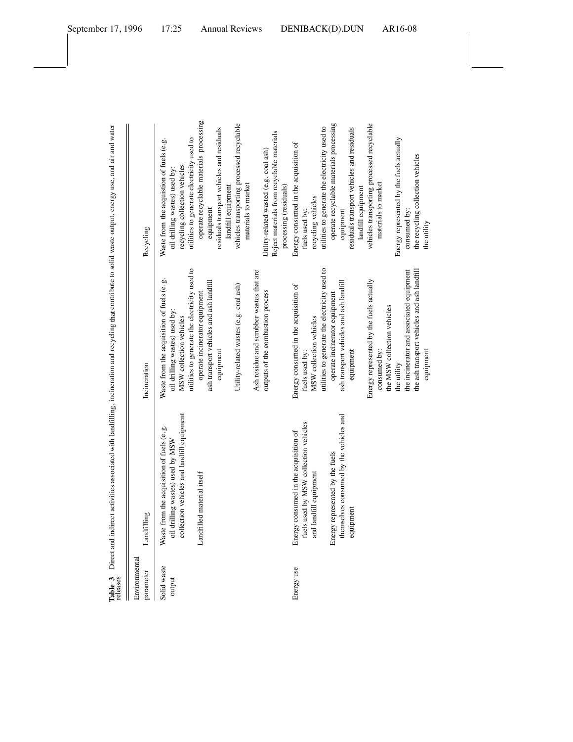**Table 3** Direct and indirect activities associated with landfilling, incineration and recycling that contribute to solid waste output, energy use, and air and water releases

| Environmental parameter | Landfilling | Incineration | Recycling |
|---|---|---|---|
| Solid waste output | Waste from the acquisition of fuels (e.g. oil drilling wastes) used by MSW collection vehicles and landfill equipment<br><br>Landfilled material itself | Waste from the acquisition of fuels (e.g. oil drilling wastes) used by:<br>MSW collection vehicles<br>utilities to generate the electricity used to operate incinerator equipment<br>ash transport vehicles and ash landfill equipment<br><br>Utility-related wastes (e.g. coal ash)<br><br>Ash residue and scrubber wastes that are outputs of the combustion process | Waste from the acquisition of fuels (e.g. oil drilling wastes) used by:<br>recycling collection vehicles<br>utilities to generate electricity used to operate recyclable materials processing equipment<br>residuals transport vehicles and residuals landfill equipment<br>vehicles transporting processed recyclable materials to market<br><br>Utility-related wasted (e.g. coal ash)<br>Reject materials from recyclable materials processing (residuals) |
| Energy use | Energy consumed in the acquisition of fuels used by MSW collection vehicles and landfill equipment<br><br>Energy represented by the fuels themselves consumed by the vehicles and equipment | Energy consumed in the acquisition of fuels used by:<br>MSW collection vehicles<br>utilities to generate the electricity used to operate incinerator equipment<br>ash transport vehicles and ash landfill equipment<br><br>Energy represented by the fuels actually consumed by:<br>the MSW collection vehicles<br>the utility<br>the incinerator and associated equipment<br>the ash transport vehicles and ash landfill equipment | Energy consumed in the acquisition of fuels used by:<br>recycling vehicles<br>utilities to generate the electricity used to operate recyclable materials processing equipment<br>residuals transport vehicles and residuals landfill equipment<br>vehicles transporting processed recyclable materials to market<br><br>Energy represented by the fuels actually consumed by:<br>the recycling collection vehicles<br>the utility |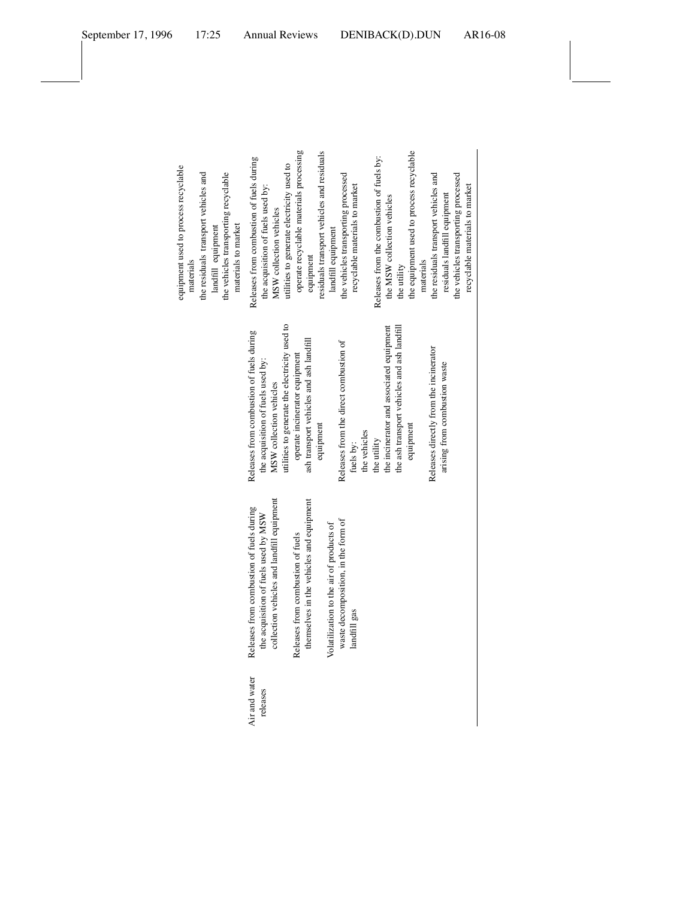| | | | |
|---|---|---|---|
| | | | equipment used to process recyclable materials<br>the residuals transport vehicles and landfill equipment<br>the vehicles transporting recyclable materials to market |
| Air and water releases | Releases from combustion of fuels during the acquisition of fuels used by MSW collection vehicles and landfill equipment<br><br>Releases from combustion of fuels themselves in the vehicles and equipment<br><br>Volatilization to the air of products of waste decomposition, in the form of landfill gas | Releases from combustion of fuels during the acquisition of fuels used by:<br>MSW collection vehicles<br>utilities to generate the electricity used to operate incinerator equipment<br>ash transport vehicles and ash landfill equipment<br><br>Releases from the direct combustion of fuels by:<br>the vehicles<br>the utility<br>the incinerator and associated equipment<br>the ash transport vehicles and ash landfill equipment<br><br>Releases directly from the incinerator arising from combustion waste | Releases from combustion of fuels during the acquisition of fuels used by:<br>MSW collection vehicles<br>utilities to generate electricity used to operate recyclable materials processing equipment<br>residuals transport vehicles and residuals landfill equipment<br>the vehicles transporting processed recyclable materials to market<br><br>Releases from the combustion of fuels by:<br>the MSW collection vehicles<br>the utility<br>the equipment used to process recyclable materials<br>the residuals transport vehicles and residuals landfill equipment<br>the vehicles transporting processed recyclable materials to market |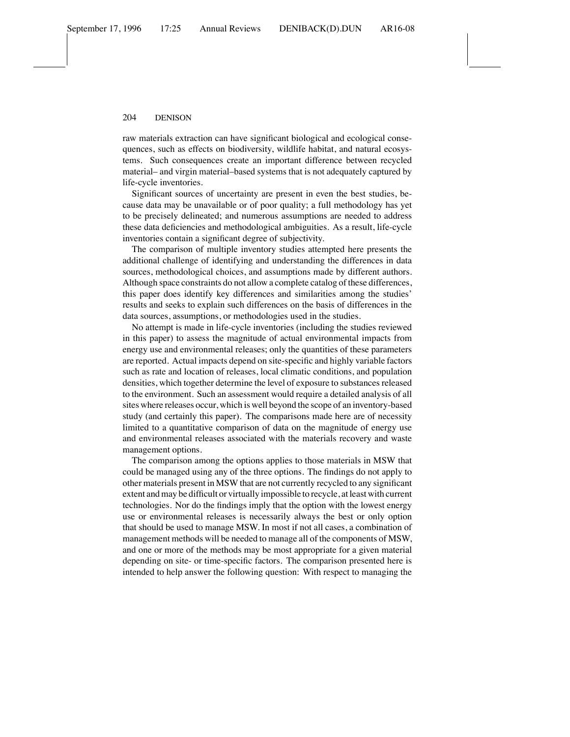raw materials extraction can have significant biological and ecological consequences, such as effects on biodiversity, wildlife habitat, and natural ecosystems. Such consequences create an important difference between recycled material– and virgin material–based systems that is not adequately captured by life-cycle inventories.

Significant sources of uncertainty are present in even the best studies, because data may be unavailable or of poor quality; a full methodology has yet to be precisely delineated; and numerous assumptions are needed to address these data deficiencies and methodological ambiguities. As a result, life-cycle inventories contain a significant degree of subjectivity.

The comparison of multiple inventory studies attempted here presents the additional challenge of identifying and understanding the differences in data sources, methodological choices, and assumptions made by different authors. Although space constraints do not allow a complete catalog of these differences, this paper does identify key differences and similarities among the studies' results and seeks to explain such differences on the basis of differences in the data sources, assumptions, or methodologies used in the studies.

No attempt is made in life-cycle inventories (including the studies reviewed in this paper) to assess the magnitude of actual environmental impacts from energy use and environmental releases; only the quantities of these parameters are reported. Actual impacts depend on site-specific and highly variable factors such as rate and location of releases, local climatic conditions, and population densities, which together determine the level of exposure to substances released to the environment. Such an assessment would require a detailed analysis of all sites where releases occur, which is well beyond the scope of an inventory-based study (and certainly this paper). The comparisons made here are of necessity limited to a quantitative comparison of data on the magnitude of energy use and environmental releases associated with the materials recovery and waste management options.

The comparison among the options applies to those materials in MSW that could be managed using any of the three options. The findings do not apply to other materials present in MSW that are not currently recycled to any significant extent and may be difficult or virtually impossible to recycle, at least with current technologies. Nor do the findings imply that the option with the lowest energy use or environmental releases is necessarily always the best or only option that should be used to manage MSW. In most if not all cases, a combination of management methods will be needed to manage all of the components of MSW, and one or more of the methods may be most appropriate for a given material depending on site- or time-specific factors. The comparison presented here is intended to help answer the following question: With respect to managing the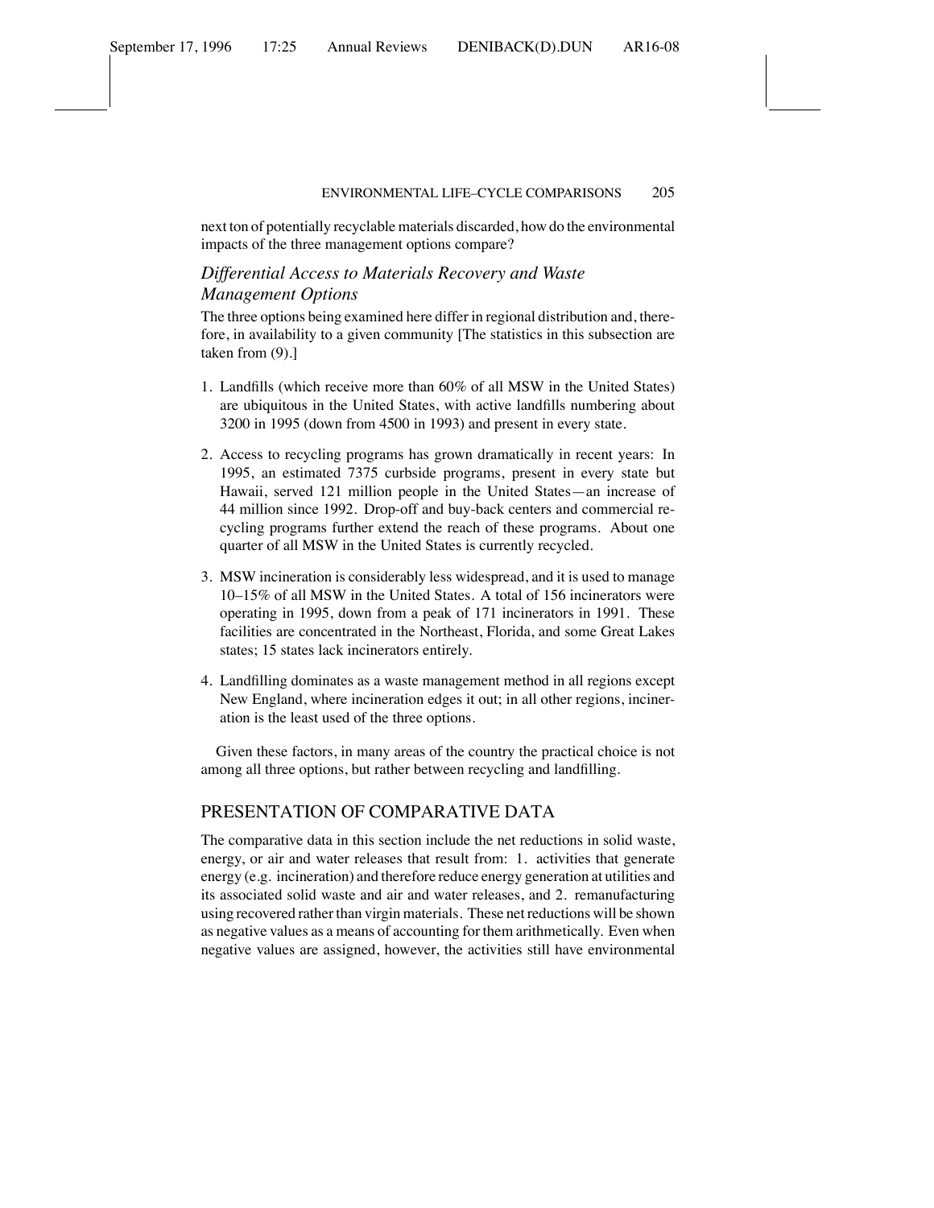next ton of potentially recyclable materials discarded, how do the environmental impacts of the three management options compare?

### *Differential Access to Materials Recovery and Waste Management Options*

The three options being examined here differ in regional distribution and, therefore, in availability to a given community [The statistics in this subsection are taken from (9).]

1. Landfills (which receive more than 60% of all MSW in the United States) are ubiquitous in the United States, with active landfills numbering about 3200 in 1995 (down from 4500 in 1993) and present in every state.
2. Access to recycling programs has grown dramatically in recent years: In 1995, an estimated 7375 curbside programs, present in every state but Hawaii, served 121 million people in the United States—an increase of 44 million since 1992. Drop-off and buy-back centers and commercial recycling programs further extend the reach of these programs. About one quarter of all MSW in the United States is currently recycled.
3. MSW incineration is considerably less widespread, and it is used to manage 10–15% of all MSW in the United States. A total of 156 incinerators were operating in 1995, down from a peak of 171 incinerators in 1991. These facilities are concentrated in the Northeast, Florida, and some Great Lakes states; 15 states lack incinerators entirely.
4. Landfilling dominates as a waste management method in all regions except New England, where incineration edges it out; in all other regions, incineration is the least used of the three options.

Given these factors, in many areas of the country the practical choice is not among all three options, but rather between recycling and landfilling.

## PRESENTATION OF COMPARATIVE DATA

The comparative data in this section include the net reductions in solid waste, energy, or air and water releases that result from: 1. activities that generate energy (e.g. incineration) and therefore reduce energy generation at utilities and its associated solid waste and air and water releases, and 2. remanufacturing using recovered rather than virgin materials. These net reductions will be shown as negative values as a means of accounting for them arithmetically. Even when negative values are assigned, however, the activities still have environmental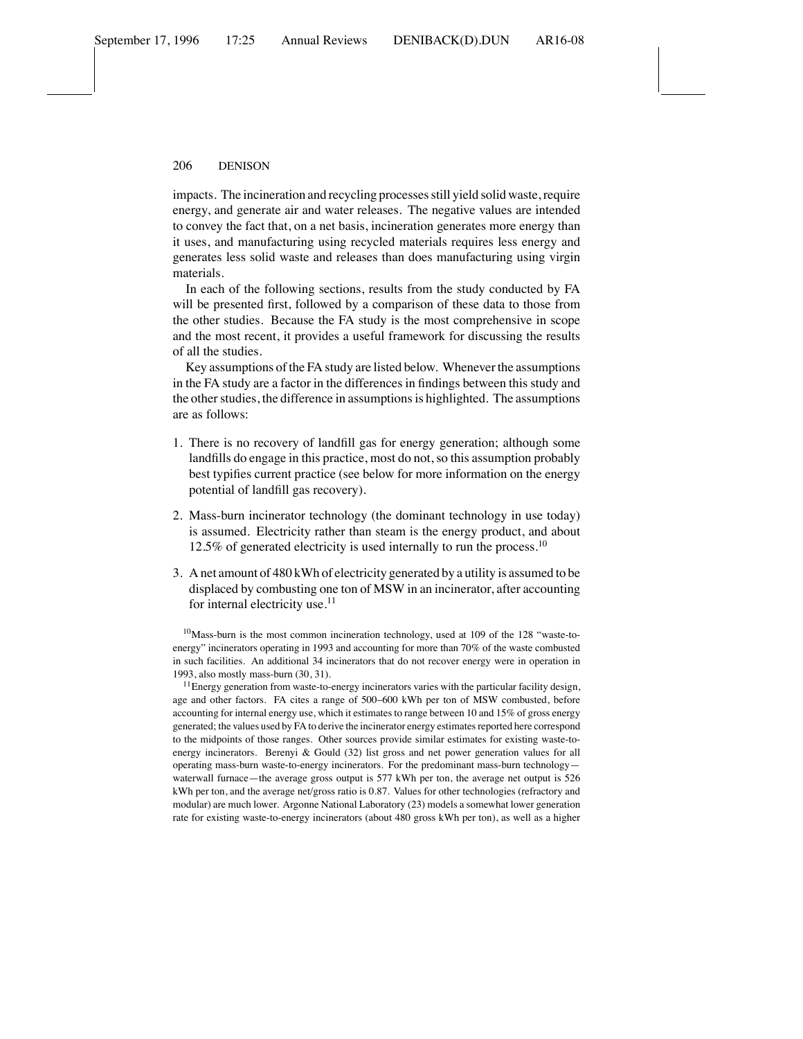impacts. The incineration and recycling processes still yield solid waste, require energy, and generate air and water releases. The negative values are intended to convey the fact that, on a net basis, incineration generates more energy than it uses, and manufacturing using recycled materials requires less energy and generates less solid waste and releases than does manufacturing using virgin materials.

In each of the following sections, results from the study conducted by FA will be presented first, followed by a comparison of these data to those from the other studies. Because the FA study is the most comprehensive in scope and the most recent, it provides a useful framework for discussing the results of all the studies.

Key assumptions of the FA study are listed below. Whenever the assumptions in the FA study are a factor in the differences in findings between this study and the other studies, the difference in assumptions is highlighted. The assumptions are as follows:

1. There is no recovery of landfill gas for energy generation; although some landfills do engage in this practice, most do not, so this assumption probably best typifies current practice (see below for more information on the energy potential of landfill gas recovery).
2. Mass-burn incinerator technology (the dominant technology in use today) is assumed. Electricity rather than steam is the energy product, and about 12.5% of generated electricity is used internally to run the process.[10]
3. A net amount of 480 kWh of electricity generated by a utility is assumed to be displaced by combusting one ton of MSW in an incinerator, after accounting for internal electricity use.[11]

[10] Mass-burn is the most common incineration technology, used at 109 of the 128 "waste-to-energy" incinerators operating in 1993 and accounting for more than 70% of the waste combusted in such facilities. An additional 34 incinerators that do not recover energy were in operation in 1993, also mostly mass-burn (30, 31).

[11] Energy generation from waste-to-energy incinerators varies with the particular facility design, age and other factors. FA cites a range of 500–600 kWh per ton of MSW combusted, before accounting for internal energy use, which it estimates to range between 10 and 15% of gross energy generated; the values used by FA to derive the incinerator energy estimates reported here correspond to the midpoints of those ranges. Other sources provide similar estimates for existing waste-to-energy incinerators. Berenyi & Gould (32) list gross and net power generation values for all operating mass-burn waste-to-energy incinerators. For the predominant mass-burn technology—waterwall furnace—the average gross output is 577 kWh per ton, the average net output is 526 kWh per ton, and the average net/gross ratio is 0.87. Values for other technologies (refractory and modular) are much lower. Argonne National Laboratory (23) models a somewhat lower generation rate for existing waste-to-energy incinerators (about 480 gross kWh per ton), as well as a higher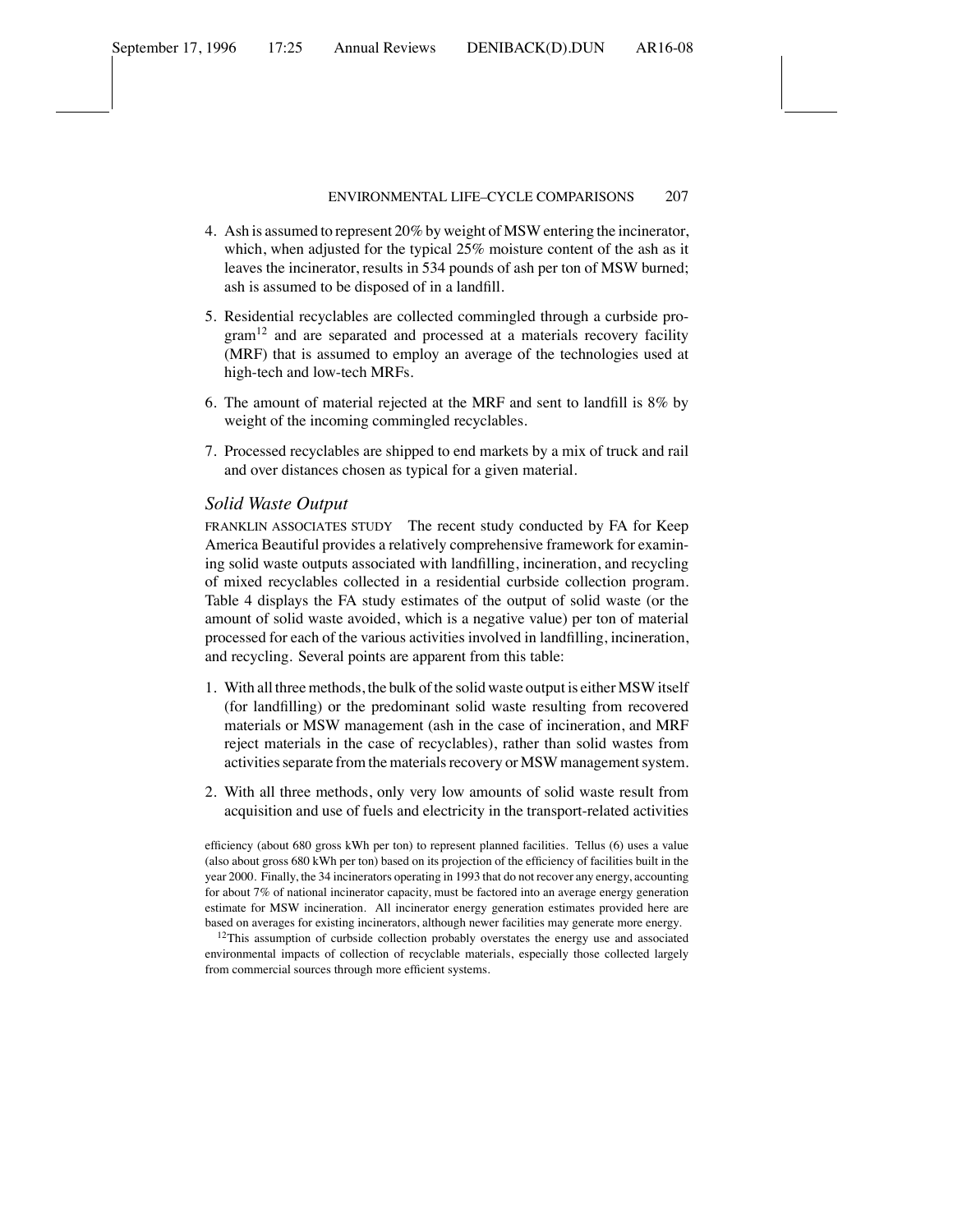4. Ash is assumed to represent 20% by weight of MSW entering the incinerator, which, when adjusted for the typical 25% moisture content of the ash as it leaves the incinerator, results in 534 pounds of ash per ton of MSW burned; ash is assumed to be disposed of in a landfill.

5. Residential recyclables are collected commingled through a curbside program[12] and are separated and processed at a materials recovery facility (MRF) that is assumed to employ an average of the technologies used at high-tech and low-tech MRFs.

6. The amount of material rejected at the MRF and sent to landfill is 8% by weight of the incoming commingled recyclables.

7. Processed recyclables are shipped to end markets by a mix of truck and rail and over distances chosen as typical for a given material.

## *Solid Waste Output*

FRANKLIN ASSOCIATES STUDY The recent study conducted by FA for Keep America Beautiful provides a relatively comprehensive framework for examining solid waste outputs associated with landfilling, incineration, and recycling of mixed recyclables collected in a residential curbside collection program. Table 4 displays the FA study estimates of the output of solid waste (or the amount of solid waste avoided, which is a negative value) per ton of material processed for each of the various activities involved in landfilling, incineration, and recycling. Several points are apparent from this table:

1. With all three methods, the bulk of the solid waste output is either MSW itself (for landfilling) or the predominant solid waste resulting from recovered materials or MSW management (ash in the case of incineration, and MRF reject materials in the case of recyclables), rather than solid wastes from activities separate from the materials recovery or MSW management system.

2. With all three methods, only very low amounts of solid waste result from acquisition and use of fuels and electricity in the transport-related activities

efficiency (about 680 gross kWh per ton) to represent planned facilities. Tellus (6) uses a value (also about gross 680 kWh per ton) based on its projection of the efficiency of facilities built in the year 2000. Finally, the 34 incinerators operating in 1993 that do not recover any energy, accounting for about 7% of national incinerator capacity, must be factored into an average energy generation estimate for MSW incineration. All incinerator energy generation estimates provided here are based on averages for existing incinerators, although newer facilities may generate more energy.

[12]This assumption of curbside collection probably overstates the energy use and associated environmental impacts of collection of recyclable materials, especially those collected largely from commercial sources through more efficient systems.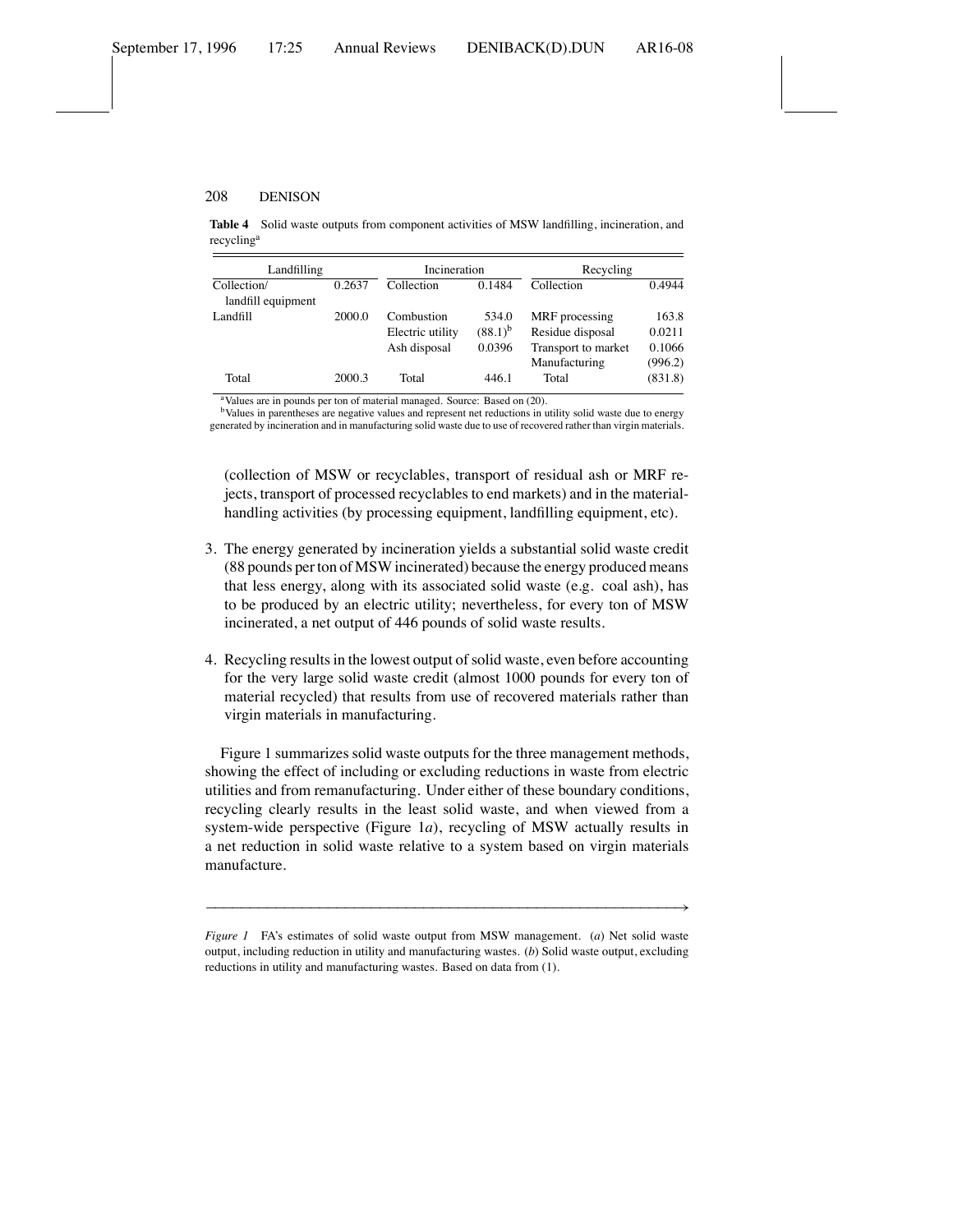**Table 4** Solid waste outputs from component activities of MSW landfilling, incineration, and recycling[a]

| Landfilling | | Incineration | | Recycling | |
|---|---|---|---|---|---|
| Collection/ landfill equipment | 0.2637 | Collection | 0.1484 | Collection | 0.4944 |
| Landfill | 2000.0 | Combustion | 534.0 | MRF processing | 163.8 |
| | | Electric utility | (88.1)[b] | Residue disposal | 0.0211 |
| | | Ash disposal | 0.0396 | Transport to market | 0.1066 |
| | | | | Manufacturing | (996.2) |
| Total | 2000.3 | Total | 446.1 | Total | (831.8) |

[a]Values are in pounds per ton of material managed. Source: Based on (20).
[b]Values in parentheses are negative values and represent net reductions in utility solid waste due to energy generated by incineration and in manufacturing solid waste due to use of recovered rather than virgin materials.

(collection of MSW or recyclables, transport of residual ash or MRF rejects, transport of processed recyclables to end markets) and in the material-handling activities (by processing equipment, landfilling equipment, etc).

3. The energy generated by incineration yields a substantial solid waste credit (88 pounds per ton of MSW incinerated) because the energy produced means that less energy, along with its associated solid waste (e.g. coal ash), has to be produced by an electric utility; nevertheless, for every ton of MSW incinerated, a net output of 446 pounds of solid waste results.

4. Recycling results in the lowest output of solid waste, even before accounting for the very large solid waste credit (almost 1000 pounds for every ton of material recycled) that results from use of recovered materials rather than virgin materials in manufacturing.

Figure 1 summarizes solid waste outputs for the three management methods, showing the effect of including or excluding reductions in waste from electric utilities and from remanufacturing. Under either of these boundary conditions, recycling clearly results in the least solid waste, and when viewed from a system-wide perspective (Figure 1*a*), recycling of MSW actually results in a net reduction in solid waste relative to a system based on virgin materials manufacture.

*Figure 1* FA's estimates of solid waste output from MSW management. (*a*) Net solid waste output, including reduction in utility and manufacturing wastes. (*b*) Solid waste output, excluding reductions in utility and manufacturing wastes. Based on data from (1).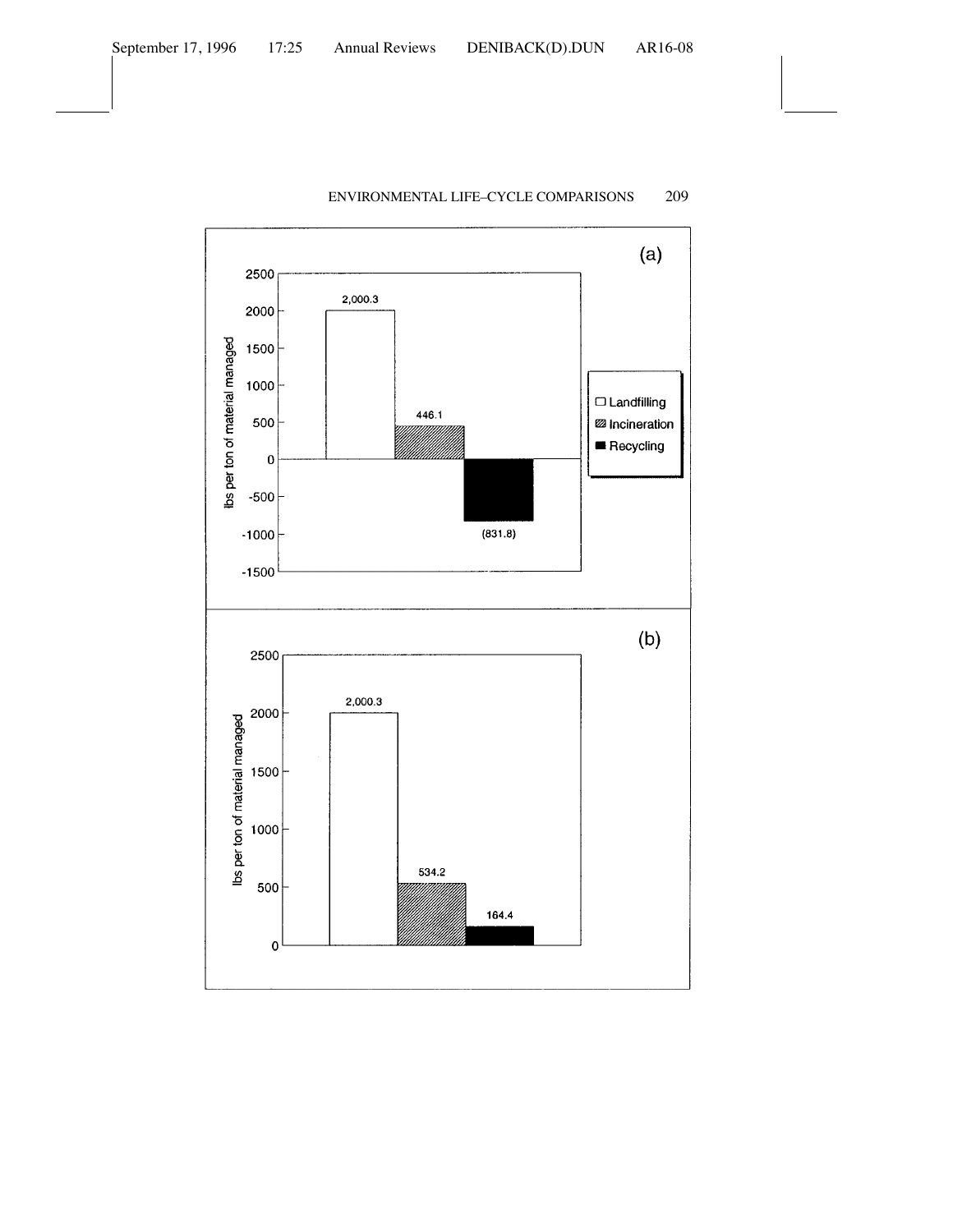(a)

| | lbs per ton of material managed |
|---|---|
| Landfilling | 2,000.3 |
| Incineration | 446.1 |
| Recycling | (831.8) |

(b)

| | lbs per ton of material managed |
|---|---|
| Landfilling | 2,000.3 |
| Incineration | 534.2 |
| Recycling | 164.4 |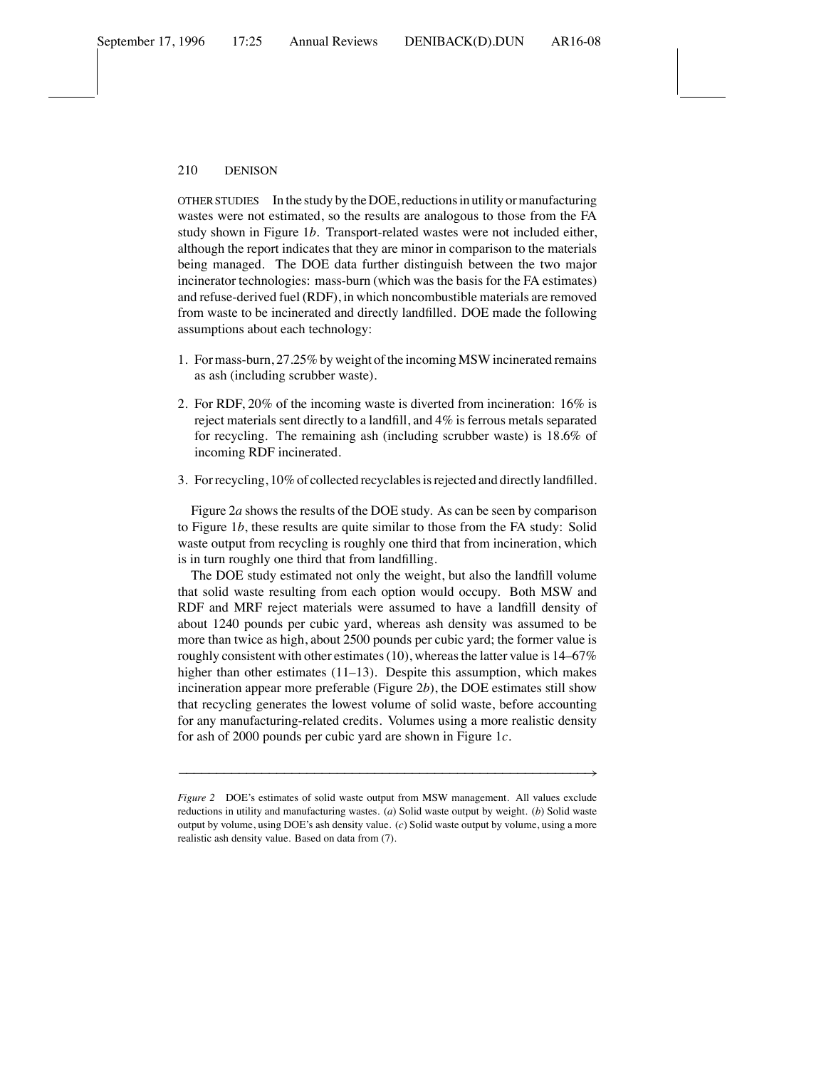OTHER STUDIES In the study by the DOE, reductions in utility or manufacturing wastes were not estimated, so the results are analogous to those from the FA study shown in Figure 1*b*. Transport-related wastes were not included either, although the report indicates that they are minor in comparison to the materials being managed. The DOE data further distinguish between the two major incinerator technologies: mass-burn (which was the basis for the FA estimates) and refuse-derived fuel (RDF), in which noncombustible materials are removed from waste to be incinerated and directly landfilled. DOE made the following assumptions about each technology:

1. For mass-burn, 27.25% by weight of the incoming MSW incinerated remains as ash (including scrubber waste).
2. For RDF, 20% of the incoming waste is diverted from incineration: 16% is reject materials sent directly to a landfill, and 4% is ferrous metals separated for recycling. The remaining ash (including scrubber waste) is 18.6% of incoming RDF incinerated.
3. For recycling, 10% of collected recyclables is rejected and directly landfilled.

Figure 2*a* shows the results of the DOE study. As can be seen by comparison to Figure 1*b*, these results are quite similar to those from the FA study: Solid waste output from recycling is roughly one third that from incineration, which is in turn roughly one third that from landfilling.

The DOE study estimated not only the weight, but also the landfill volume that solid waste resulting from each option would occupy. Both MSW and RDF and MRF reject materials were assumed to have a landfill density of about 1240 pounds per cubic yard, whereas ash density was assumed to be more than twice as high, about 2500 pounds per cubic yard; the former value is roughly consistent with other estimates (10), whereas the latter value is 14–67% higher than other estimates (11–13). Despite this assumption, which makes incineration appear more preferable (Figure 2*b*), the DOE estimates still show that recycling generates the lowest volume of solid waste, before accounting for any manufacturing-related credits. Volumes using a more realistic density for ash of 2000 pounds per cubic yard are shown in Figure 1*c*.

*Figure 2* DOE's estimates of solid waste output from MSW management. All values exclude reductions in utility and manufacturing wastes. (*a*) Solid waste output by weight. (*b*) Solid waste output by volume, using DOE's ash density value. (*c*) Solid waste output by volume, using a more realistic ash density value. Based on data from (7).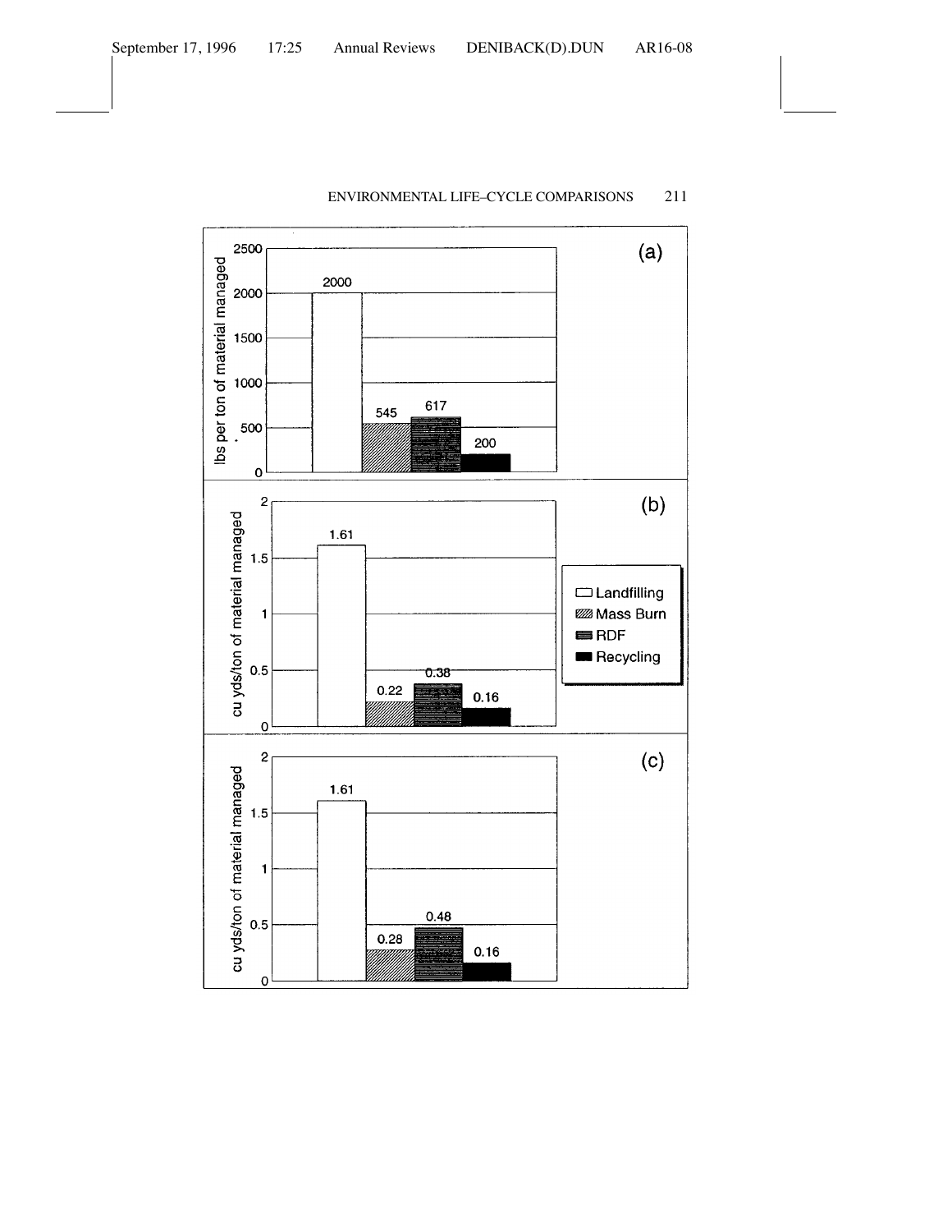(a)

| | lbs per ton of material managed |
|---|---|
| Landfilling | 2000 |
| Mass Burn | 545 |
| RDF | 617 |
| Recycling | 200 |

(b)

| | cu yds/ton of material managed |
|---|---|
| Landfilling | 1.61 |
| Mass Burn | 0.22 |
| RDF | 0.38 |
| Recycling | 0.16 |

(c)

| | cu yds/ton of material managed |
|---|---|
| Landfilling | 1.61 |
| Mass Burn | 0.28 |
| RDF | 0.48 |
| Recycling | 0.16 |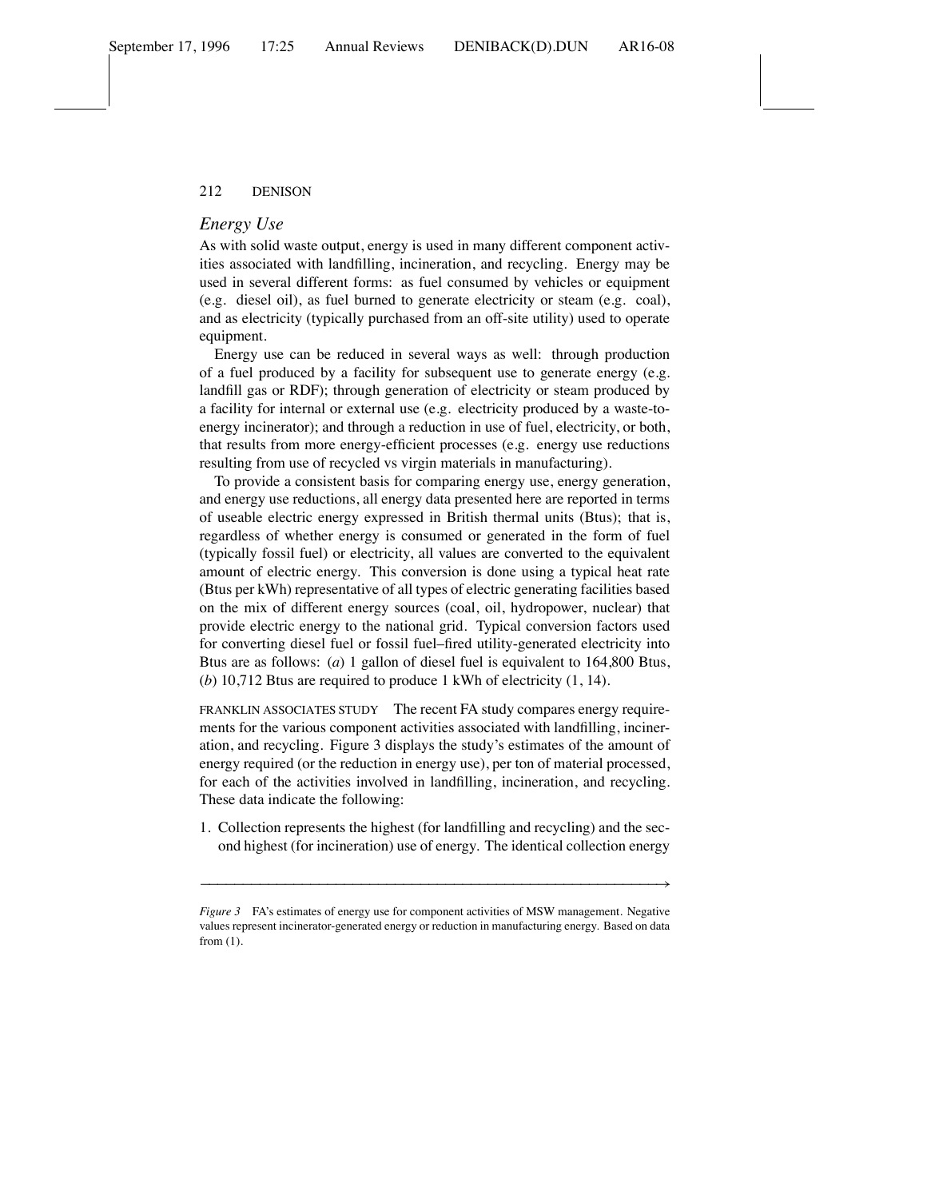## *Energy Use*

As with solid waste output, energy is used in many different component activities associated with landfilling, incineration, and recycling. Energy may be used in several different forms: as fuel consumed by vehicles or equipment (e.g. diesel oil), as fuel burned to generate electricity or steam (e.g. coal), and as electricity (typically purchased from an off-site utility) used to operate equipment.

Energy use can be reduced in several ways as well: through production of a fuel produced by a facility for subsequent use to generate energy (e.g. landfill gas or RDF); through generation of electricity or steam produced by a facility for internal or external use (e.g. electricity produced by a waste-to-energy incinerator); and through a reduction in use of fuel, electricity, or both, that results from more energy-efficient processes (e.g. energy use reductions resulting from use of recycled vs virgin materials in manufacturing).

To provide a consistent basis for comparing energy use, energy generation, and energy use reductions, all energy data presented here are reported in terms of useable electric energy expressed in British thermal units (Btus); that is, regardless of whether energy is consumed or generated in the form of fuel (typically fossil fuel) or electricity, all values are converted to the equivalent amount of electric energy. This conversion is done using a typical heat rate (Btus per kWh) representative of all types of electric generating facilities based on the mix of different energy sources (coal, oil, hydropower, nuclear) that provide electric energy to the national grid. Typical conversion factors used for converting diesel fuel or fossil fuel–fired utility-generated electricity into Btus are as follows: (*a*) 1 gallon of diesel fuel is equivalent to 164,800 Btus, (*b*) 10,712 Btus are required to produce 1 kWh of electricity (1, 14).

FRANKLIN ASSOCIATES STUDY The recent FA study compares energy requirements for the various component activities associated with landfilling, incineration, and recycling. Figure 3 displays the study's estimates of the amount of energy required (or the reduction in energy use), per ton of material processed, for each of the activities involved in landfilling, incineration, and recycling. These data indicate the following:

1. Collection represents the highest (for landfilling and recycling) and the second highest (for incineration) use of energy. The identical collection energy

*Figure 3* FA's estimates of energy use for component activities of MSW management. Negative values represent incinerator-generated energy or reduction in manufacturing energy. Based on data from (1).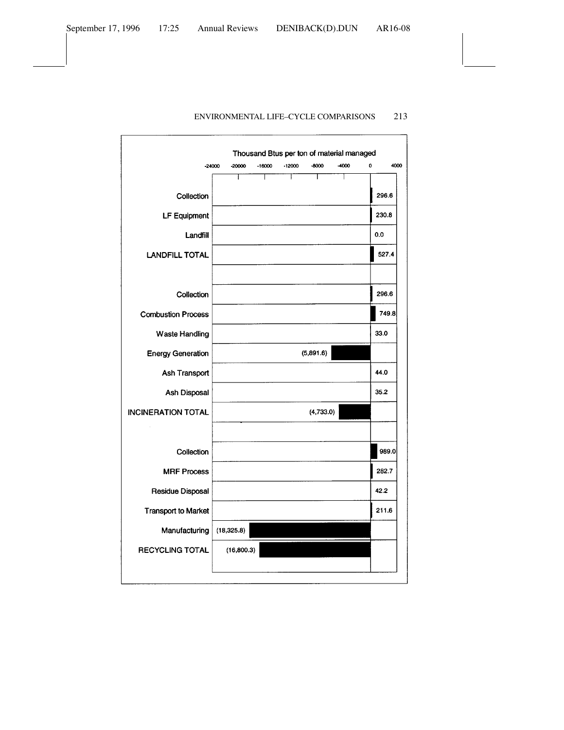Thousand Btus per ton of material managed

| Stage | Thousand Btus per ton of material managed |
| --- | --- |
| Collection | 296.6 |
| LF Equipment | 230.8 |
| Landfill | 0.0 |
| **LANDFILL TOTAL** | 527.4 |
| | |
| Collection | 296.6 |
| Combustion Process | 749.8 |
| Waste Handling | 33.0 |
| Energy Generation | (5,891.6) |
| Ash Transport | 44.0 |
| Ash Disposal | 35.2 |
| **INCINERATION TOTAL** | (4,733.0) |
| | |
| Collection | 989.0 |
| MRF Process | 282.7 |
| Residue Disposal | 42.2 |
| Transport to Market | 211.6 |
| Manufacturing | (18,325.8) |
| **RECYCLING TOTAL** | (16,800.3) |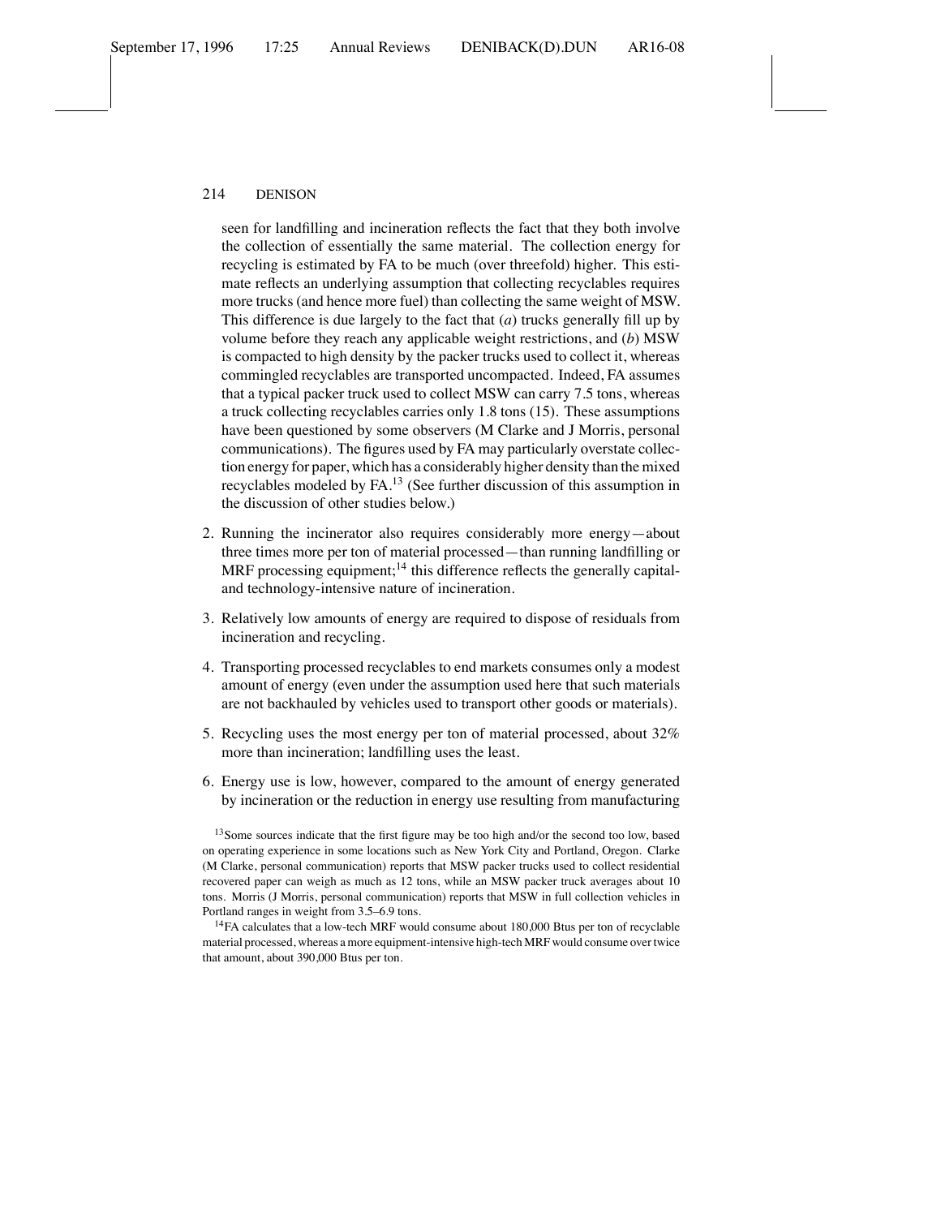seen for landfilling and incineration reflects the fact that they both involve the collection of essentially the same material. The collection energy for recycling is estimated by FA to be much (over threefold) higher. This estimate reflects an underlying assumption that collecting recyclables requires more trucks (and hence more fuel) than collecting the same weight of MSW. This difference is due largely to the fact that (*a*) trucks generally fill up by volume before they reach any applicable weight restrictions, and (*b*) MSW is compacted to high density by the packer trucks used to collect it, whereas commingled recyclables are transported uncompacted. Indeed, FA assumes that a typical packer truck used to collect MSW can carry 7.5 tons, whereas a truck collecting recyclables carries only 1.8 tons (15). These assumptions have been questioned by some observers (M Clarke and J Morris, personal communications). The figures used by FA may particularly overstate collection energy for paper, which has a considerably higher density than the mixed recyclables modeled by FA.[13] (See further discussion of this assumption in the discussion of other studies below.)

2. Running the incinerator also requires considerably more energy—about three times more per ton of material processed—than running landfilling or MRF processing equipment;[14] this difference reflects the generally capital- and technology-intensive nature of incineration.

3. Relatively low amounts of energy are required to dispose of residuals from incineration and recycling.

4. Transporting processed recyclables to end markets consumes only a modest amount of energy (even under the assumption used here that such materials are not backhauled by vehicles used to transport other goods or materials).

5. Recycling uses the most energy per ton of material processed, about 32% more than incineration; landfilling uses the least.

6. Energy use is low, however, compared to the amount of energy generated by incineration or the reduction in energy use resulting from manufacturing

[13]Some sources indicate that the first figure may be too high and/or the second too low, based on operating experience in some locations such as New York City and Portland, Oregon. Clarke (M Clarke, personal communication) reports that MSW packer trucks used to collect residential recovered paper can weigh as much as 12 tons, while an MSW packer truck averages about 10 tons. Morris (J Morris, personal communication) reports that MSW in full collection vehicles in Portland ranges in weight from 3.5–6.9 tons.

[14]FA calculates that a low-tech MRF would consume about 180,000 Btus per ton of recyclable material processed, whereas a more equipment-intensive high-tech MRF would consume over twice that amount, about 390,000 Btus per ton.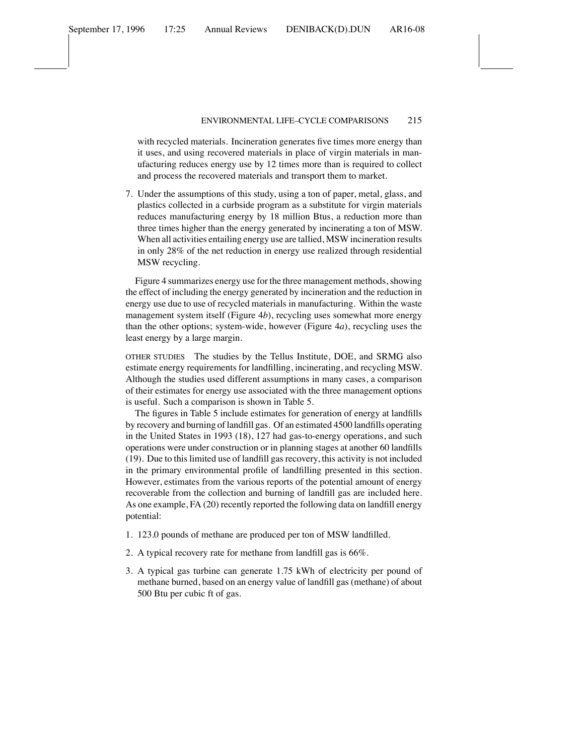with recycled materials. Incineration generates five times more energy than it uses, and using recovered materials in place of virgin materials in manufacturing reduces energy use by 12 times more than is required to collect and process the recovered materials and transport them to market.

7. Under the assumptions of this study, using a ton of paper, metal, glass, and plastics collected in a curbside program as a substitute for virgin materials reduces manufacturing energy by 18 million Btus, a reduction more than three times higher than the energy generated by incinerating a ton of MSW. When all activities entailing energy use are tallied, MSW incineration results in only 28% of the net reduction in energy use realized through residential MSW recycling.

Figure 4 summarizes energy use for the three management methods, showing the effect of including the energy generated by incineration and the reduction in energy use due to use of recycled materials in manufacturing. Within the waste management system itself (Figure 4*b*), recycling uses somewhat more energy than the other options; system-wide, however (Figure 4*a*), recycling uses the least energy by a large margin.

OTHER STUDIES The studies by the Tellus Institute, DOE, and SRMG also estimate energy requirements for landfilling, incinerating, and recycling MSW. Although the studies used different assumptions in many cases, a comparison of their estimates for energy use associated with the three management options is useful. Such a comparison is shown in Table 5.

The figures in Table 5 include estimates for generation of energy at landfills by recovery and burning of landfill gas. Of an estimated 4500 landfills operating in the United States in 1993 (18), 127 had gas-to-energy operations, and such operations were under construction or in planning stages at another 60 landfills (19). Due to this limited use of landfill gas recovery, this activity is not included in the primary environmental profile of landfilling presented in this section. However, estimates from the various reports of the potential amount of energy recoverable from the collection and burning of landfill gas are included here. As one example, FA (20) recently reported the following data on landfill energy potential:

1. 123.0 pounds of methane are produced per ton of MSW landfilled.
2. A typical recovery rate for methane from landfill gas is 66%.
3. A typical gas turbine can generate 1.75 kWh of electricity per pound of methane burned, based on an energy value of landfill gas (methane) of about 500 Btu per cubic ft of gas.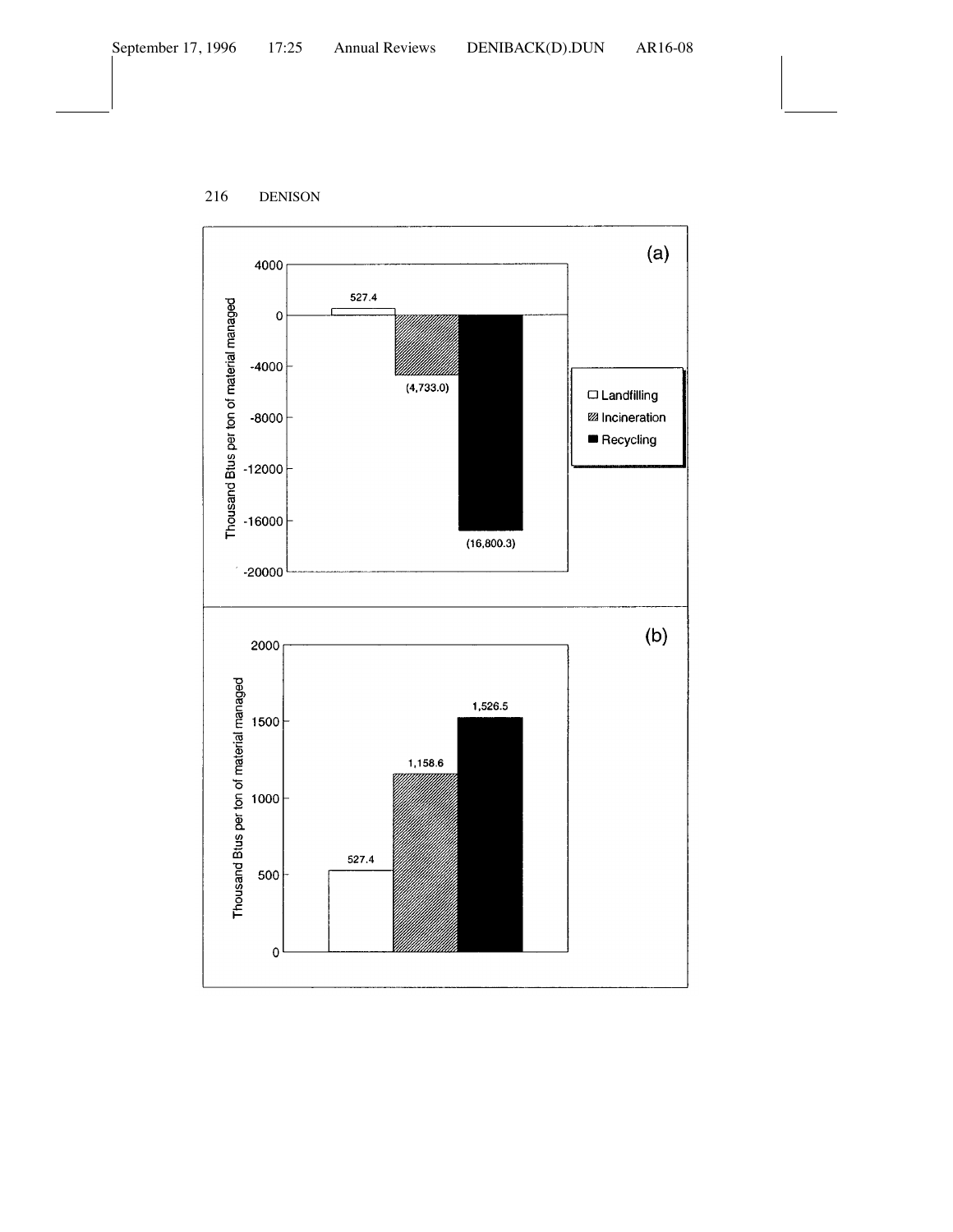(a)

Thousand Btus per ton of material managed

| | Landfilling | Incineration | Recycling |
|---|---|---|---|
| (a) | 527.4 | (4,733.0) | (16,800.3) |
| (b) | 527.4 | 1,158.6 | 1,526.5 |

□ Landfilling
▨ Incineration
■ Recycling

(b)

Thousand Btus per ton of material managed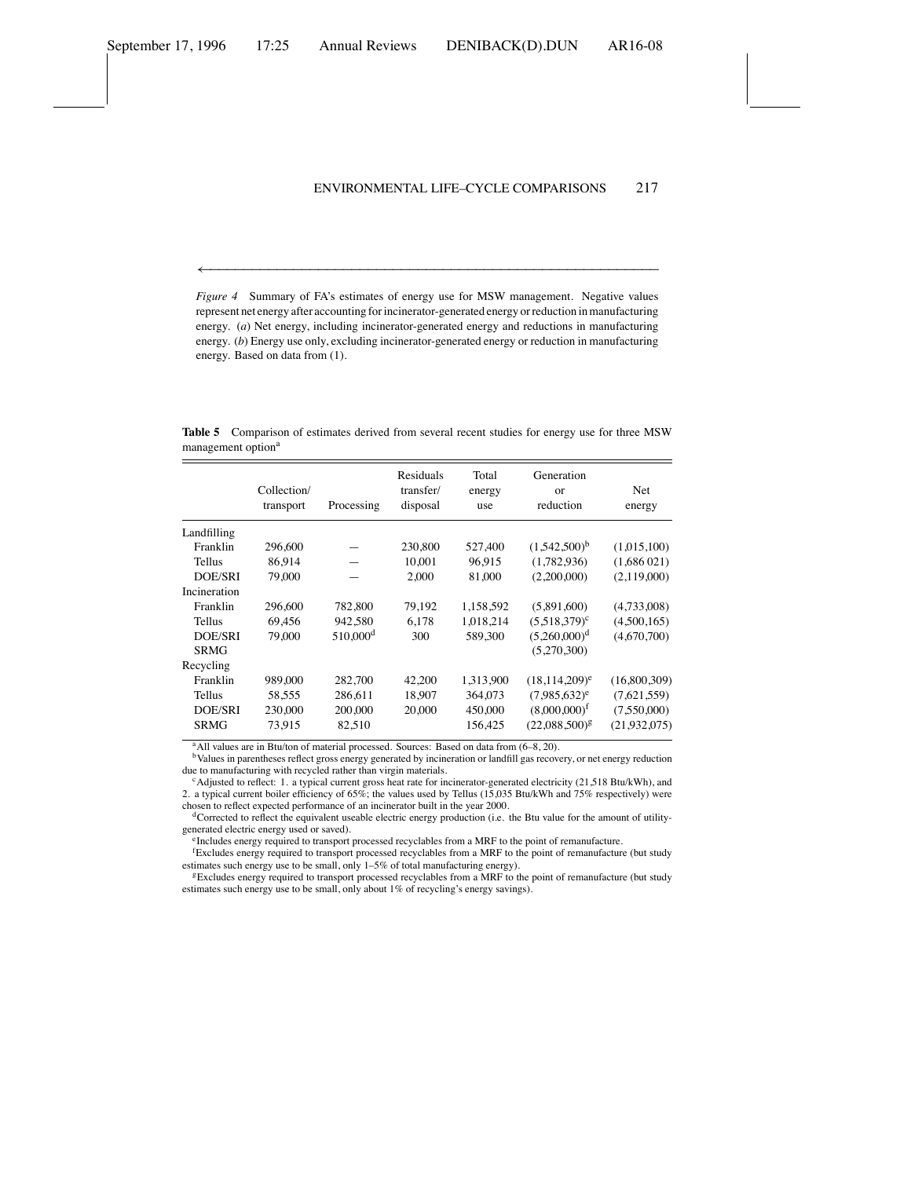←

*Figure 4* Summary of FA's estimates of energy use for MSW management. Negative values represent net energy after accounting for incinerator-generated energy or reduction in manufacturing energy. (*a*) Net energy, including incinerator-generated energy and reductions in manufacturing energy. (*b*) Energy use only, excluding incinerator-generated energy or reduction in manufacturing energy. Based on data from (1).

**Table 5** Comparison of estimates derived from several recent studies for energy use for three MSW management option[a]

| | Collection/ transport | Processing | Residuals transfer/ disposal | Total energy use | Generation or reduction | Net energy |
|---|---|---|---|---|---|---|
| Landfilling | | | | | | |
| Franklin | 296,600 | — | 230,800 | 527,400 | (1,542,500)[b] | (1,015,100) |
| Tellus | 86,914 | — | 10,001 | 96,915 | (1,782,936) | (1,686 021) |
| DOE/SRI | 79,000 | — | 2,000 | 81,000 | (2,200,000) | (2,119,000) |
| Incineration | | | | | | |
| Franklin | 296,600 | 782,800 | 79,192 | 1,158,592 | (5,891,600) | (4,733,008) |
| Tellus | 69,456 | 942,580 | 6,178 | 1,018,214 | (5,518,379)[c] | (4,500,165) |
| DOE/SRI | 79,000 | 510,000[d] | 300 | 589,300 | (5,260,000)[d] | (4,670,700) |
| SRMG | | | | | (5,270,300) | |
| Recycling | | | | | | |
| Franklin | 989,000 | 282,700 | 42,200 | 1,313,900 | (18,114,209)[e] | (16,800,309) |
| Tellus | 58,555 | 286,611 | 18,907 | 364,073 | (7,985,632)[e] | (7,621,559) |
| DOE/SRI | 230,000 | 200,000 | 20,000 | 450,000 | (8,000,000)[f] | (7,550,000) |
| SRMG | 73,915 | 82,510 | | 156,425 | (22,088,500)[g] | (21,932,075) |

[a]All values are in Btu/ton of material processed. Sources: Based on data from (6–8, 20).

[b]Values in parentheses reflect gross energy generated by incineration or landfill gas recovery, or net energy reduction due to manufacturing with recycled rather than virgin materials.

[c]Adjusted to reflect: 1. a typical current gross heat rate for incinerator-generated electricity (21,518 Btu/kWh), and 2. a typical current boiler efficiency of 65%; the values used by Tellus (15,035 Btu/kWh and 75% respectively) were chosen to reflect expected performance of an incinerator built in the year 2000.

[d]Corrected to reflect the equivalent useable electric energy production (i.e. the Btu value for the amount of utility-generated electric energy used or saved).

[e]Includes energy required to transport processed recyclables from a MRF to the point of remanufacture.

[f]Excludes energy required to transport processed recyclables from a MRF to the point of remanufacture (but study estimates such energy use to be small, only 1–5% of total manufacturing energy).

[g]Excludes energy required to transport processed recyclables from a MRF to the point of remanufacture (but study estimates such energy use to be small, only about 1% of recycling's energy savings).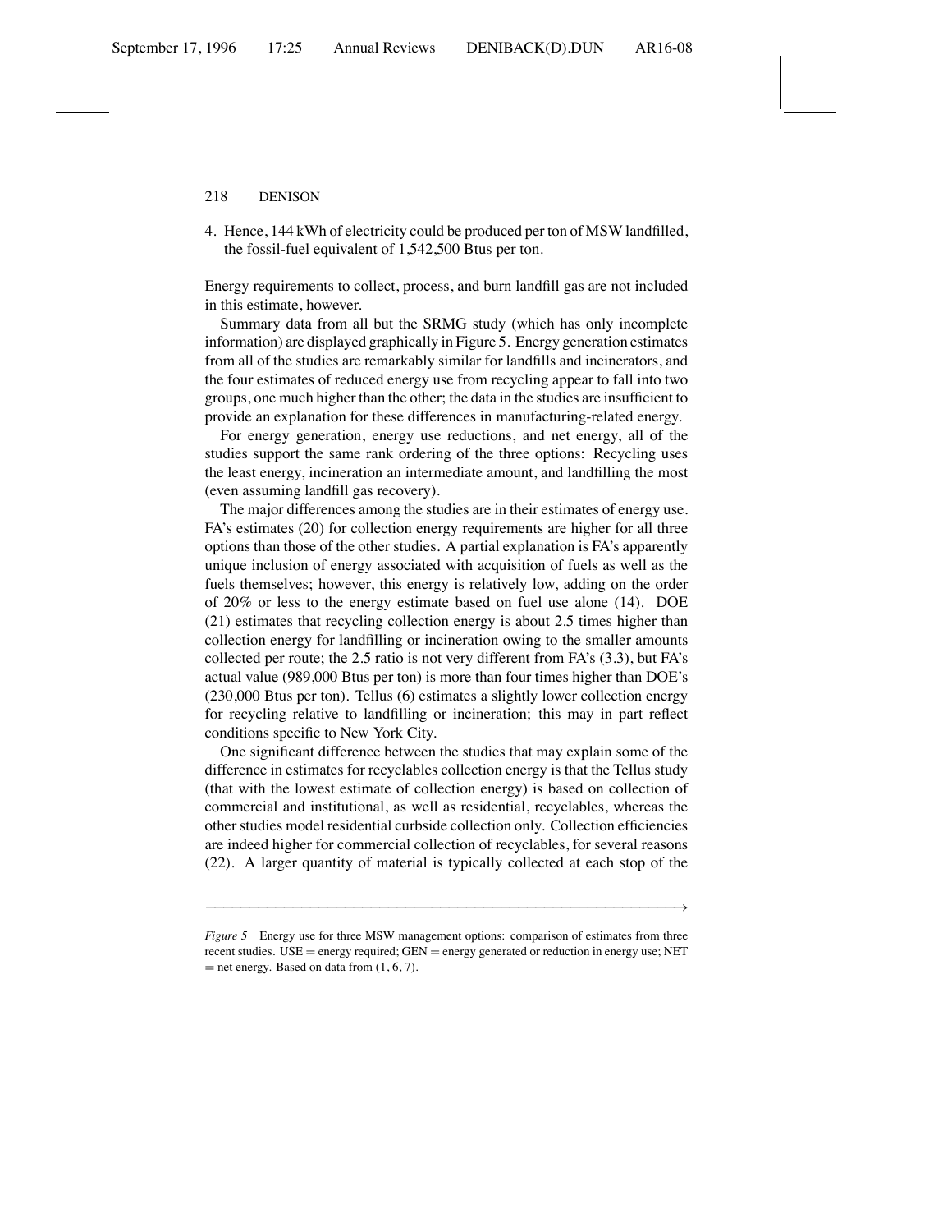4. Hence, 144 kWh of electricity could be produced per ton of MSW landfilled, the fossil-fuel equivalent of 1,542,500 Btus per ton.

Energy requirements to collect, process, and burn landfill gas are not included in this estimate, however.

Summary data from all but the SRMG study (which has only incomplete information) are displayed graphically in Figure 5. Energy generation estimates from all of the studies are remarkably similar for landfills and incinerators, and the four estimates of reduced energy use from recycling appear to fall into two groups, one much higher than the other; the data in the studies are insufficient to provide an explanation for these differences in manufacturing-related energy.

For energy generation, energy use reductions, and net energy, all of the studies support the same rank ordering of the three options: Recycling uses the least energy, incineration an intermediate amount, and landfilling the most (even assuming landfill gas recovery).

The major differences among the studies are in their estimates of energy use. FA's estimates (20) for collection energy requirements are higher for all three options than those of the other studies. A partial explanation is FA's apparently unique inclusion of energy associated with acquisition of fuels as well as the fuels themselves; however, this energy is relatively low, adding on the order of 20% or less to the energy estimate based on fuel use alone (14). DOE (21) estimates that recycling collection energy is about 2.5 times higher than collection energy for landfilling or incineration owing to the smaller amounts collected per route; the 2.5 ratio is not very different from FA's (3.3), but FA's actual value (989,000 Btus per ton) is more than four times higher than DOE's (230,000 Btus per ton). Tellus (6) estimates a slightly lower collection energy for recycling relative to landfilling or incineration; this may in part reflect conditions specific to New York City.

One significant difference between the studies that may explain some of the difference in estimates for recyclables collection energy is that the Tellus study (that with the lowest estimate of collection energy) is based on collection of commercial and institutional, as well as residential, recyclables, whereas the other studies model residential curbside collection only. Collection efficiencies are indeed higher for commercial collection of recyclables, for several reasons (22). A larger quantity of material is typically collected at each stop of the

*Figure 5* Energy use for three MSW management options: comparison of estimates from three recent studies. USE = energy required; GEN = energy generated or reduction in energy use; NET = net energy. Based on data from (1, 6, 7).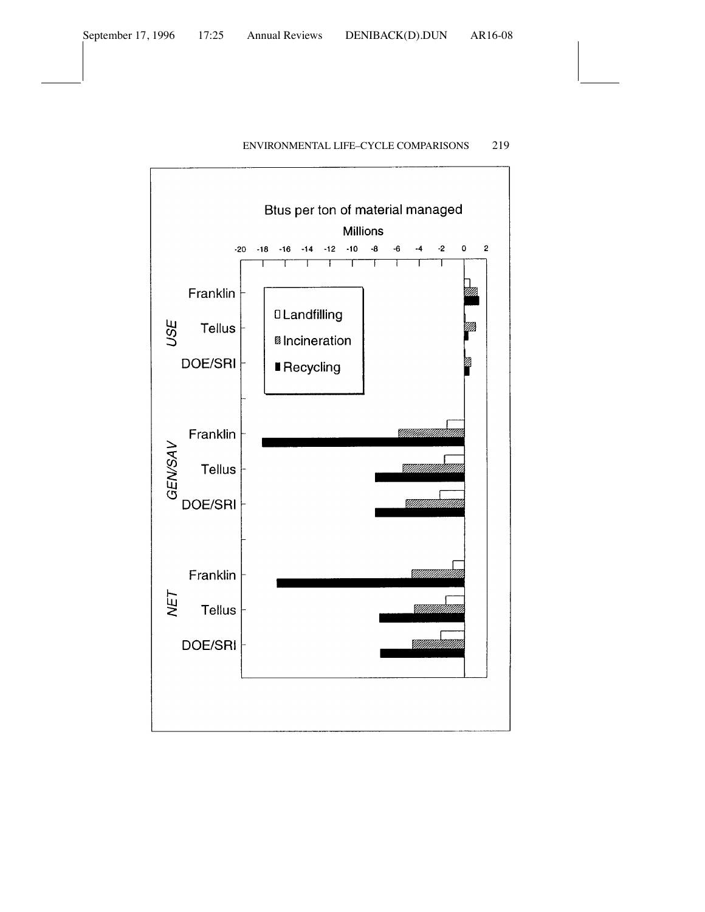Btus per ton of material managed

Millions

-20 -18 -16 -14 -12 -10 -8 -6 -4 -2 0 2

USE: Franklin, Tellus, DOE/SRI

GEN/SAV: Franklin, Tellus, DOE/SRI

NET: Franklin, Tellus, DOE/SRI

Landfilling

Incineration

Recycling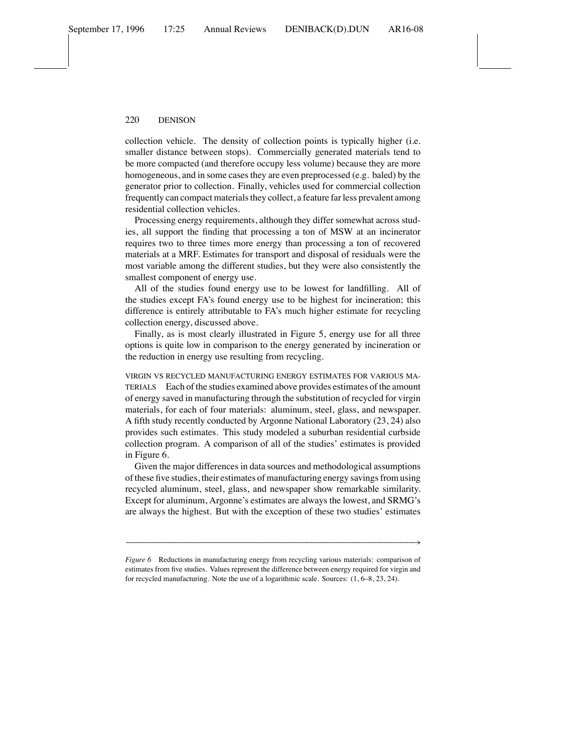collection vehicle. The density of collection points is typically higher (i.e. smaller distance between stops). Commercially generated materials tend to be more compacted (and therefore occupy less volume) because they are more homogeneous, and in some cases they are even preprocessed (e.g. baled) by the generator prior to collection. Finally, vehicles used for commercial collection frequently can compact materials they collect, a feature far less prevalent among residential collection vehicles.

Processing energy requirements, although they differ somewhat across studies, all support the finding that processing a ton of MSW at an incinerator requires two to three times more energy than processing a ton of recovered materials at a MRF. Estimates for transport and disposal of residuals were the most variable among the different studies, but they were also consistently the smallest component of energy use.

All of the studies found energy use to be lowest for landfilling. All of the studies except FA's found energy use to be highest for incineration; this difference is entirely attributable to FA's much higher estimate for recycling collection energy, discussed above.

Finally, as is most clearly illustrated in Figure 5, energy use for all three options is quite low in comparison to the energy generated by incineration or the reduction in energy use resulting from recycling.

VIRGIN VS RECYCLED MANUFACTURING ENERGY ESTIMATES FOR VARIOUS MATERIALS Each of the studies examined above provides estimates of the amount of energy saved in manufacturing through the substitution of recycled for virgin materials, for each of four materials: aluminum, steel, glass, and newspaper. A fifth study recently conducted by Argonne National Laboratory (23, 24) also provides such estimates. This study modeled a suburban residential curbside collection program. A comparison of all of the studies' estimates is provided in Figure 6.

Given the major differences in data sources and methodological assumptions of these five studies, their estimates of manufacturing energy savings from using recycled aluminum, steel, glass, and newspaper show remarkable similarity. Except for aluminum, Argonne's estimates are always the lowest, and SRMG's are always the highest. But with the exception of these two studies' estimates

→

*Figure 6* Reductions in manufacturing energy from recycling various materials: comparison of estimates from five studies. Values represent the difference between energy required for virgin and for recycled manufacturing. Note the use of a logarithmic scale. Sources: (1, 6–8, 23, 24).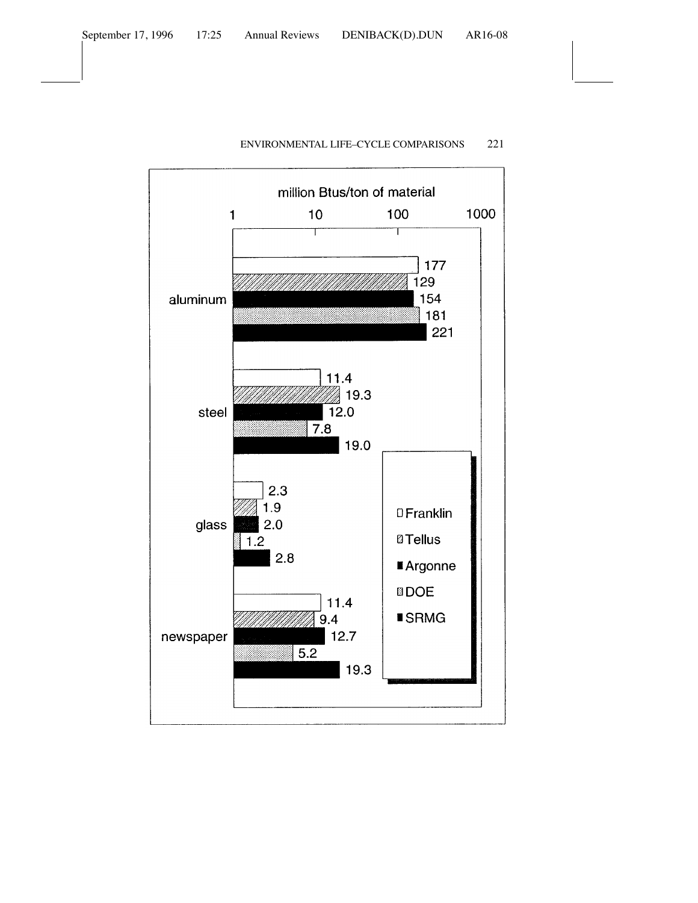million Btus/ton of material

| | Franklin | Tellus | Argonne | DOE | SRMG |
|---|---|---|---|---|---|
| aluminum | 177 | 129 | 154 | 181 | 221 |
| steel | 11.4 | 19.3 | 12.0 | 7.8 | 19.0 |
| glass | 2.3 | 1.9 | 2.0 | 1.2 | 2.8 |
| newspaper | 11.4 | 9.4 | 12.7 | 5.2 | 19.3 |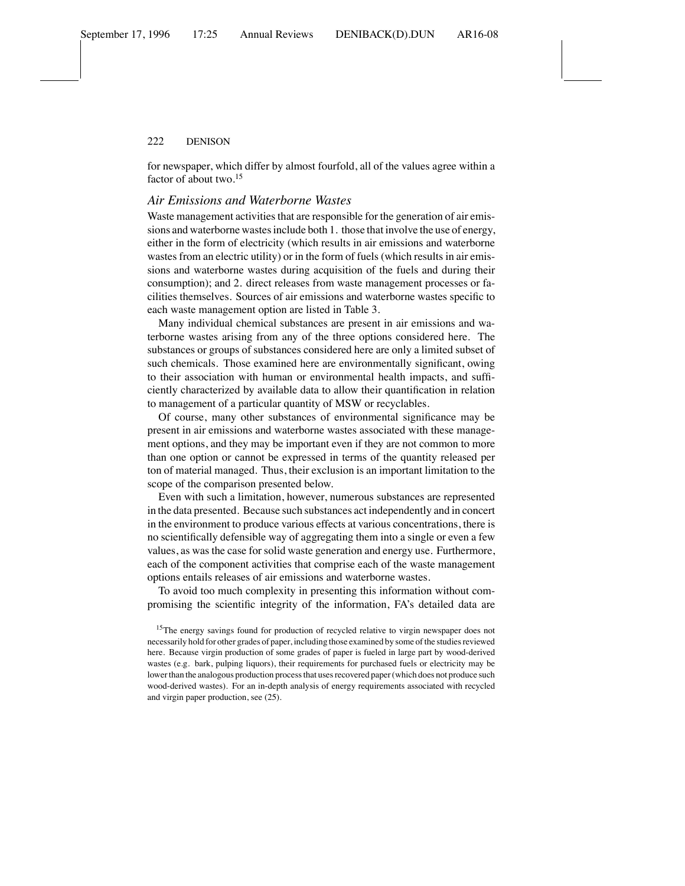for newspaper, which differ by almost fourfold, all of the values agree within a factor of about two.[15]

### *Air Emissions and Waterborne Wastes*

Waste management activities that are responsible for the generation of air emissions and waterborne wastes include both 1. those that involve the use of energy, either in the form of electricity (which results in air emissions and waterborne wastes from an electric utility) or in the form of fuels (which results in air emissions and waterborne wastes during acquisition of the fuels and during their consumption); and 2. direct releases from waste management processes or facilities themselves. Sources of air emissions and waterborne wastes specific to each waste management option are listed in Table 3.

Many individual chemical substances are present in air emissions and waterborne wastes arising from any of the three options considered here. The substances or groups of substances considered here are only a limited subset of such chemicals. Those examined here are environmentally significant, owing to their association with human or environmental health impacts, and sufficiently characterized by available data to allow their quantification in relation to management of a particular quantity of MSW or recyclables.

Of course, many other substances of environmental significance may be present in air emissions and waterborne wastes associated with these management options, and they may be important even if they are not common to more than one option or cannot be expressed in terms of the quantity released per ton of material managed. Thus, their exclusion is an important limitation to the scope of the comparison presented below.

Even with such a limitation, however, numerous substances are represented in the data presented. Because such substances act independently and in concert in the environment to produce various effects at various concentrations, there is no scientifically defensible way of aggregating them into a single or even a few values, as was the case for solid waste generation and energy use. Furthermore, each of the component activities that comprise each of the waste management options entails releases of air emissions and waterborne wastes.

To avoid too much complexity in presenting this information without compromising the scientific integrity of the information, FA's detailed data are

[15]The energy savings found for production of recycled relative to virgin newspaper does not necessarily hold for other grades of paper, including those examined by some of the studies reviewed here. Because virgin production of some grades of paper is fueled in large part by wood-derived wastes (e.g. bark, pulping liquors), their requirements for purchased fuels or electricity may be lower than the analogous production process that uses recovered paper (which does not produce such wood-derived wastes). For an in-depth analysis of energy requirements associated with recycled and virgin paper production, see (25).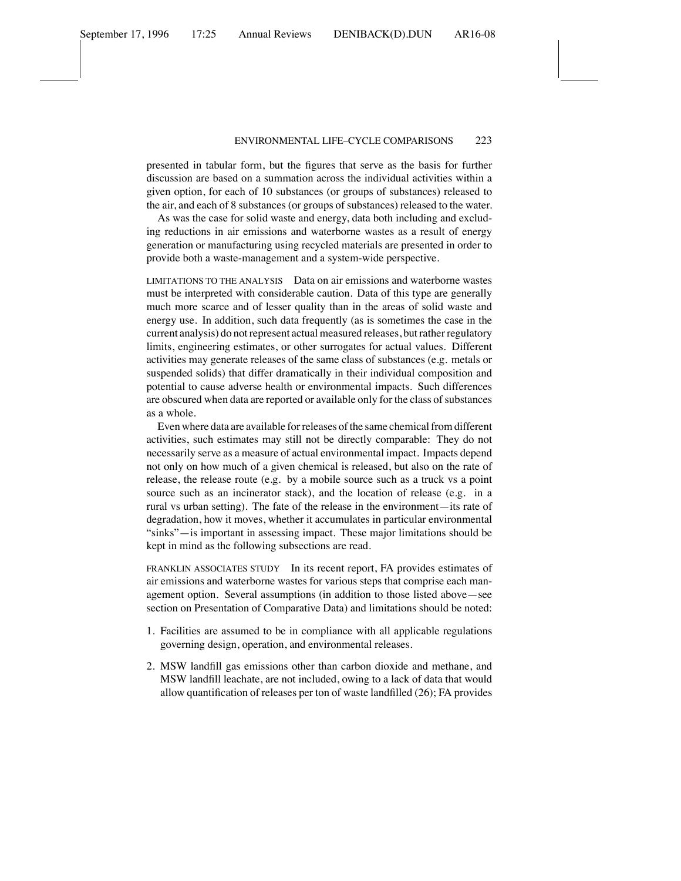presented in tabular form, but the figures that serve as the basis for further discussion are based on a summation across the individual activities within a given option, for each of 10 substances (or groups of substances) released to the air, and each of 8 substances (or groups of substances) released to the water.

As was the case for solid waste and energy, data both including and excluding reductions in air emissions and waterborne wastes as a result of energy generation or manufacturing using recycled materials are presented in order to provide both a waste-management and a system-wide perspective.

LIMITATIONS TO THE ANALYSIS Data on air emissions and waterborne wastes must be interpreted with considerable caution. Data of this type are generally much more scarce and of lesser quality than in the areas of solid waste and energy use. In addition, such data frequently (as is sometimes the case in the current analysis) do not represent actual measured releases, but rather regulatory limits, engineering estimates, or other surrogates for actual values. Different activities may generate releases of the same class of substances (e.g. metals or suspended solids) that differ dramatically in their individual composition and potential to cause adverse health or environmental impacts. Such differences are obscured when data are reported or available only for the class of substances as a whole.

Even where data are available for releases of the same chemical from different activities, such estimates may still not be directly comparable: They do not necessarily serve as a measure of actual environmental impact. Impacts depend not only on how much of a given chemical is released, but also on the rate of release, the release route (e.g. by a mobile source such as a truck vs a point source such as an incinerator stack), and the location of release (e.g. in a rural vs urban setting). The fate of the release in the environment—its rate of degradation, how it moves, whether it accumulates in particular environmental "sinks"—is important in assessing impact. These major limitations should be kept in mind as the following subsections are read.

FRANKLIN ASSOCIATES STUDY In its recent report, FA provides estimates of air emissions and waterborne wastes for various steps that comprise each management option. Several assumptions (in addition to those listed above—see section on Presentation of Comparative Data) and limitations should be noted:

1. Facilities are assumed to be in compliance with all applicable regulations governing design, operation, and environmental releases.
2. MSW landfill gas emissions other than carbon dioxide and methane, and MSW landfill leachate, are not included, owing to a lack of data that would allow quantification of releases per ton of waste landfilled (26); FA provides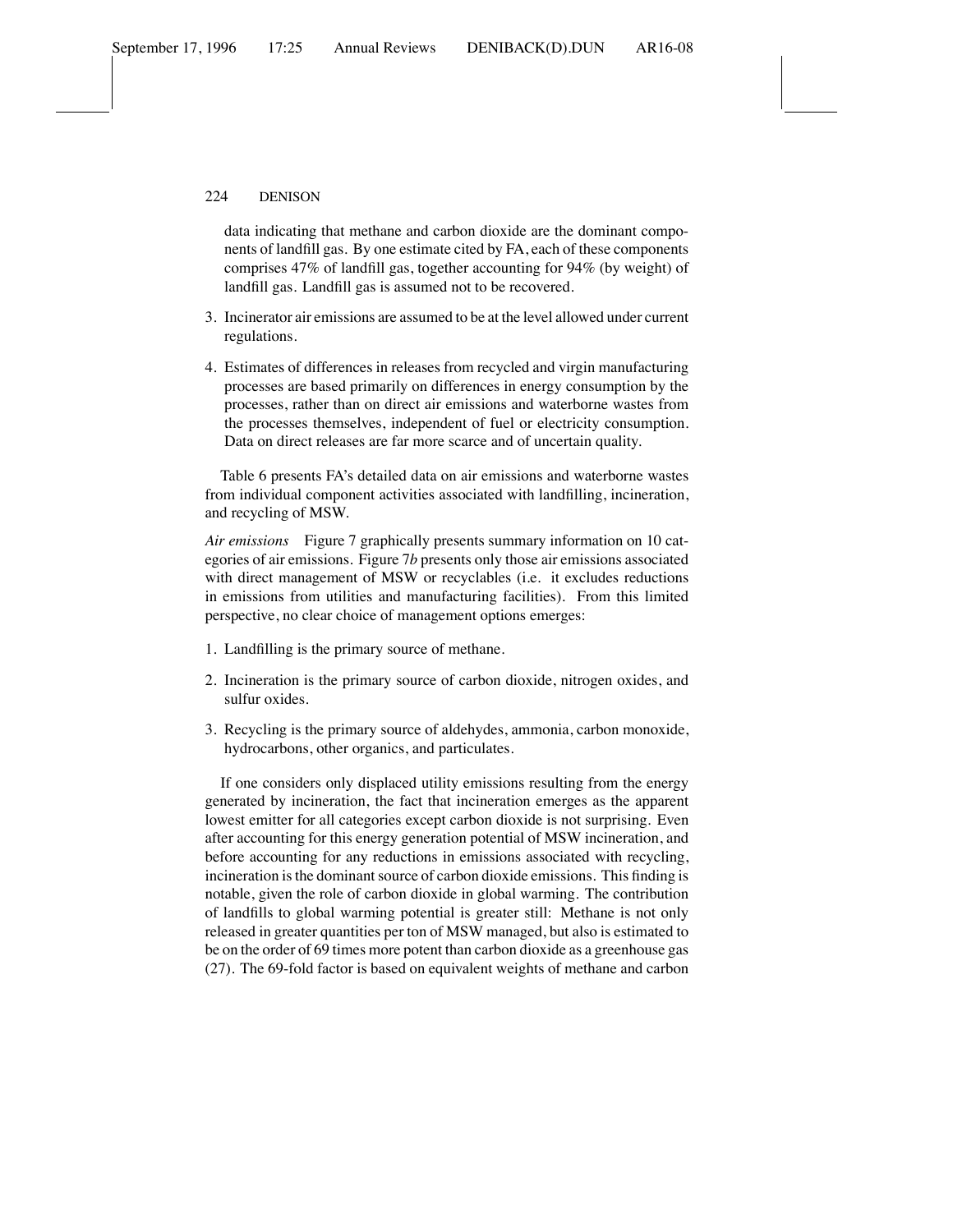data indicating that methane and carbon dioxide are the dominant components of landfill gas. By one estimate cited by FA, each of these components comprises 47% of landfill gas, together accounting for 94% (by weight) of landfill gas. Landfill gas is assumed not to be recovered.

3. Incinerator air emissions are assumed to be at the level allowed under current regulations.
4. Estimates of differences in releases from recycled and virgin manufacturing processes are based primarily on differences in energy consumption by the processes, rather than on direct air emissions and waterborne wastes from the processes themselves, independent of fuel or electricity consumption. Data on direct releases are far more scarce and of uncertain quality.

Table 6 presents FA's detailed data on air emissions and waterborne wastes from individual component activities associated with landfilling, incineration, and recycling of MSW.

*Air emissions* Figure 7 graphically presents summary information on 10 categories of air emissions. Figure 7*b* presents only those air emissions associated with direct management of MSW or recyclables (i.e. it excludes reductions in emissions from utilities and manufacturing facilities). From this limited perspective, no clear choice of management options emerges:

1. Landfilling is the primary source of methane.
2. Incineration is the primary source of carbon dioxide, nitrogen oxides, and sulfur oxides.
3. Recycling is the primary source of aldehydes, ammonia, carbon monoxide, hydrocarbons, other organics, and particulates.

If one considers only displaced utility emissions resulting from the energy generated by incineration, the fact that incineration emerges as the apparent lowest emitter for all categories except carbon dioxide is not surprising. Even after accounting for this energy generation potential of MSW incineration, and before accounting for any reductions in emissions associated with recycling, incineration is the dominant source of carbon dioxide emissions. This finding is notable, given the role of carbon dioxide in global warming. The contribution of landfills to global warming potential is greater still: Methane is not only released in greater quantities per ton of MSW managed, but also is estimated to be on the order of 69 times more potent than carbon dioxide as a greenhouse gas (27). The 69-fold factor is based on equivalent weights of methane and carbon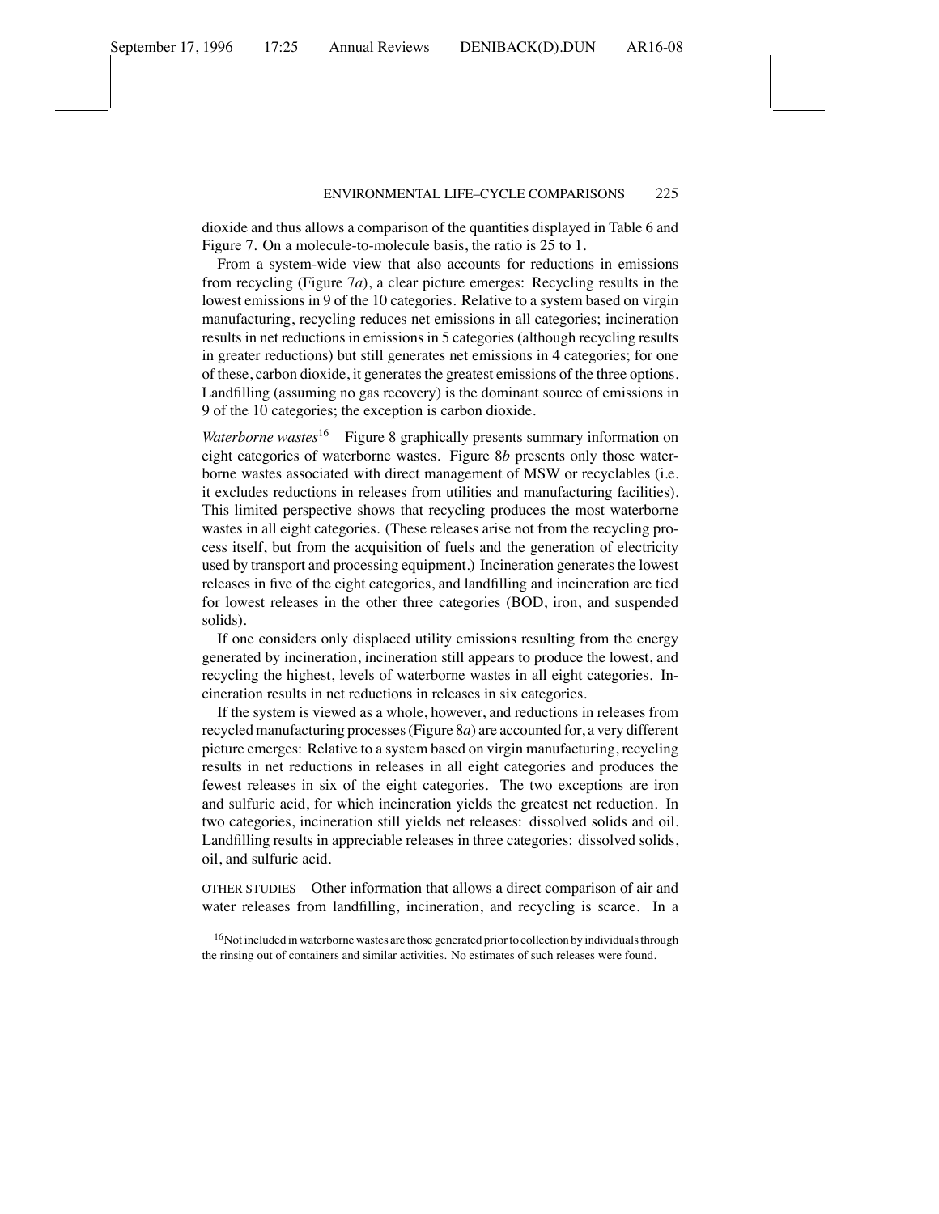dioxide and thus allows a comparison of the quantities displayed in Table 6 and Figure 7. On a molecule-to-molecule basis, the ratio is 25 to 1.

From a system-wide view that also accounts for reductions in emissions from recycling (Figure 7*a*), a clear picture emerges: Recycling results in the lowest emissions in 9 of the 10 categories. Relative to a system based on virgin manufacturing, recycling reduces net emissions in all categories; incineration results in net reductions in emissions in 5 categories (although recycling results in greater reductions) but still generates net emissions in 4 categories; for one of these, carbon dioxide, it generates the greatest emissions of the three options. Landfilling (assuming no gas recovery) is the dominant source of emissions in 9 of the 10 categories; the exception is carbon dioxide.

*Waterborne wastes*[16] Figure 8 graphically presents summary information on eight categories of waterborne wastes. Figure 8*b* presents only those waterborne wastes associated with direct management of MSW or recyclables (i.e. it excludes reductions in releases from utilities and manufacturing facilities). This limited perspective shows that recycling produces the most waterborne wastes in all eight categories. (These releases arise not from the recycling process itself, but from the acquisition of fuels and the generation of electricity used by transport and processing equipment.) Incineration generates the lowest releases in five of the eight categories, and landfilling and incineration are tied for lowest releases in the other three categories (BOD, iron, and suspended solids).

If one considers only displaced utility emissions resulting from the energy generated by incineration, incineration still appears to produce the lowest, and recycling the highest, levels of waterborne wastes in all eight categories. Incineration results in net reductions in releases in six categories.

If the system is viewed as a whole, however, and reductions in releases from recycled manufacturing processes (Figure 8*a*) are accounted for, a very different picture emerges: Relative to a system based on virgin manufacturing, recycling results in net reductions in releases in all eight categories and produces the fewest releases in six of the eight categories. The two exceptions are iron and sulfuric acid, for which incineration yields the greatest net reduction. In two categories, incineration still yields net releases: dissolved solids and oil. Landfilling results in appreciable releases in three categories: dissolved solids, oil, and sulfuric acid.

OTHER STUDIES Other information that allows a direct comparison of air and water releases from landfilling, incineration, and recycling is scarce. In a

[16] Not included in waterborne wastes are those generated prior to collection by individuals through the rinsing out of containers and similar activities. No estimates of such releases were found.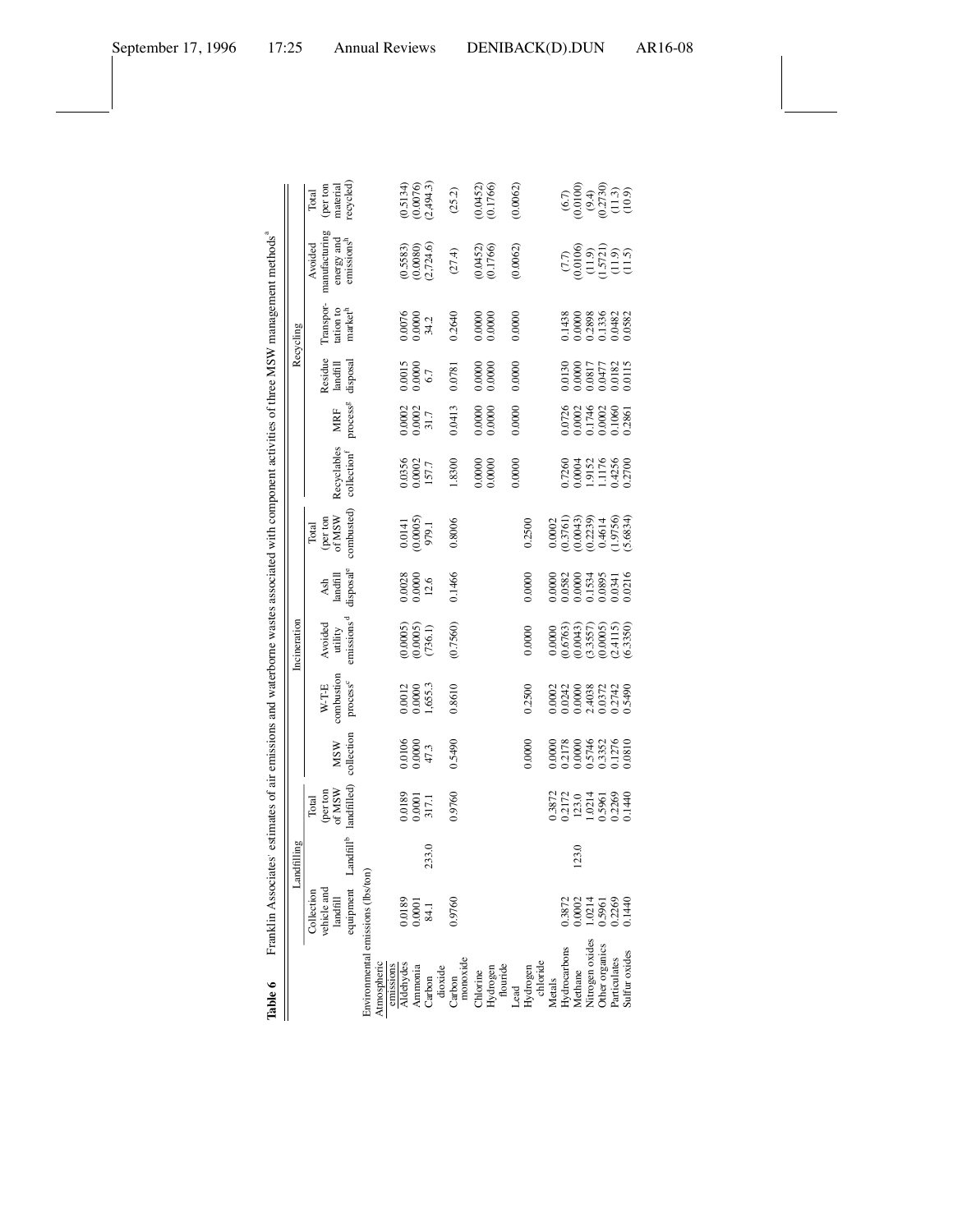**Table 6** Franklin Associates' estimates of air emissions and waterborne wastes associated with component activities of three MSW management methods[a]

| | Landfilling | | | Incineration | | | | | Recycling | | | | | |
|---|---|---|---|---|---|---|---|---|---|---|---|---|---|---|
| | Collection vehicle and landfill equipment | Landfill[b] | Total (per ton of MSW landfilled) | MSW collection | W-T-E combustion process[c] | Avoided utility emissions[d] | Ash landfill disposal[e] | Total (per ton of MSW combusted) | Recyclables collection[f] | MRF process[g] | Residue landfill disposal | Transportation to market[h] | Avoided manufacturing energy and emissions[h] | Total (per ton material recycled) |
| Environmental emissions (lbs/ton) | | | | | | | | | | | | | | |
| Atmospheric emissions | | | | | | | | | | | | | | |
| Aldehydes | 0.0189 | | 0.0189 | 0.0106 | 0.0012 | (0.0005) | 0.0028 | 0.0141 | 0.0356 | 0.0002 | 0.0015 | 0.0076 | (0.5583) | (0.5134) |
| Ammonia | 0.0001 | | 0.0001 | 0.0000 | 0.0000 | (0.0005) | 0.0000 | (0.0005) | 0.0002 | 0.0002 | 0.0000 | 0.0000 | (0.0080) | (0.0076) |
| Carbon dioxide | 84.1 | 233.0 | 317.1 | 47.3 | 1,655.3 | (736.1) | 12.6 | 979.1 | 157.7 | 31.7 | 6.7 | 34.2 | (2,724.6) | (2,494.3) |
| Carbon monoxide | 0.9760 | | 0.9760 | 0.5490 | 0.8610 | (0.7560) | 0.1466 | 0.8006 | 1.8300 | 0.0413 | 0.0781 | 0.2640 | (27.4) | (25.2) |
| Chlorine | | | | | | | | | 0.0000 | 0.0000 | 0.0000 | 0.0000 | (0.0452) | (0.0452) |
| Hydrogen flouride | | | | | | | | | 0.0000 | 0.0000 | 0.0000 | 0.0000 | (0.1766) | (0.1766) |
| Lead | | | | 0.0000 | 0.2500 | 0.0000 | 0.0000 | 0.2500 | 0.0000 | 0.0000 | 0.0000 | 0.0000 | (0.0062) | (0.0062) |
| Hydrogen chloride | | | | | | | | | | | | | | |
| Metals | | | 0.3872 | 0.0000 | 0.0002 | 0.0000 | 0.0000 | 0.0002 | | | | | | |
| Hydrocarbons | 0.3872 | | 0.2172 | 0.2178 | 0.0242 | (0.6763) | 0.0582 | (0.3761) | 0.7260 | 0.0726 | 0.0130 | 0.1438 | (7.7) | (6.7) |
| Methane | 0.0002 | 123.0 | 123.0 | 0.0000 | 0.0000 | (0.0043) | 0.0000 | (0.0043) | 0.0004 | 0.0002 | 0.0000 | 0.0000 | (0.0106) | (0.0100) |
| Nitrogen oxides | 1.0214 | | 1.0214 | 0.5746 | 2.4038 | (3.3557) | 0.1534 | (0.2239) | 1.9152 | 0.1746 | 0.0817 | 0.2898 | (11.9) | (9.4) |
| Other organics | 0.5961 | | 0.5961 | 0.3352 | 0.0372 | (0.0005) | 0.0895 | 0.4614 | 1.1176 | 0.0002 | 0.0477 | 0.1336 | (1.5721) | (0.2730) |
| Particulates | 0.2269 | | 0.2269 | 0.1276 | 0.2742 | (2.4115) | 0.0341 | (1.9756) | 0.4256 | 0.1060 | 0.0182 | 0.0482 | (11.9) | (11.3) |
| Sulfur oxides | 0.1440 | | 0.1440 | 0.0810 | 0.5490 | (6.3350) | 0.0216 | (5.6834) | 0.2700 | 0.2861 | 0.0115 | 0.0582 | (11.5) | (10.9) |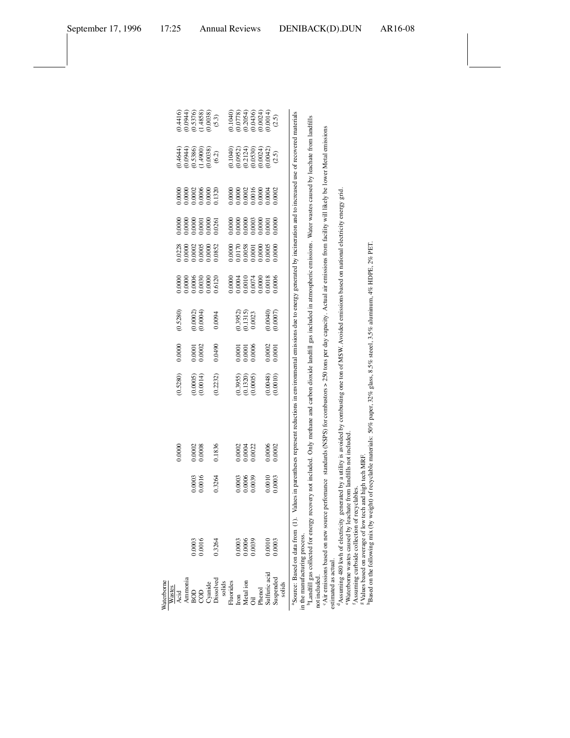| Waterborne Wastes | | | | | | | | | | | | |
|---|---|---|---|---|---|---|---|---|---|---|---|---|
| Acid | | | 0.0000 | (0.5280) | 0.0000 | (0.5280) | 0.0000 | 0.0228 | 0.0000 | 0.0000 | (0.4644) | (0.4416) |
| Ammonia | | | | | | | 0.0000 | 0.0000 | 0.0000 | 0.0000 | (0.0944) | (0.0944) |
| BOD | 0.0003 | 0.0003 | 0.0002 | (0.0005) | 0.0001 | (0.0002) | 0.0006 | 0.0002 | 0.0000 | 0.0002 | (0.5386) | (0.5376) |
| COD | 0.0016 | 0.0016 | 0.0008 | (0.0014) | 0.0002 | (0.0004) | 0.0030 | 0.0005 | 0.0001 | 0.0006 | (1.4900) | (1.4858) |
| Cyanide | | | | | | | 0.0000 | 0.0000 | 0.0000 | 0.0000 | (0.0038) | (0.0038) |
| Dissolved solids | 0.3264 | 0.3264 | 0.1836 | (0.2232) | 0.0490 | 0.0094 | 0.6120 | 0.0852 | 0.0261 | 0.1320 | (6.2) | (5.3) |
| Fluorides | | | | | | | 0.0000 | 0.0000 | 0.0000 | 0.0000 | (0.1040) | (0.1040) |
| Iron | 0.0003 | 0.0003 | 0.0002 | (0.3955) | 0.0001 | (0.3952) | 0.0004 | 0.0170 | 0.0000 | 0.0000 | (0.0952) | (0.0778) |
| Metal ion | 0.0006 | 0.0006 | 0.0004 | (0.1320) | 0.0001 | (0.1315) | 0.0010 | 0.0058 | 0.0000 | 0.0002 | (0.2124) | (0.2054) |
| Oil | 0.0039 | 0.0039 | 0.0022 | (0.0005) | 0.0006 | 0.0023 | 0.0074 | 0.0001 | 0.0003 | 0.0016 | (0.0530) | (0.0436) |
| Phenol | | | | | | | 0.0000 | 0.0000 | 0.0000 | 0.0000 | (0.0024) | (0.0024) |
| Sulfuric acid | 0.0010 | 0.0010 | 0.0006 | (0.0048) | 0.0002 | (0.0040) | 0.0018 | 0.0005 | 0.0001 | 0.0004 | (0.0042) | (0.0014) |
| Suspended solids | 0.0003 | 0.0003 | 0.0002 | (0.0010) | 0.0001 | (0.0007) | 0.0006 | 0.0000 | 0.0000 | 0.0002 | (2.5) | (2.5) |

[a]Source: Based on data from (1). Values in parentheses represent reductions in environmental emissions due to energy generated by incineration and to increased use of recovered materials in the manufacturing process.

[b]Landfill gas collected for energy recovery not included. Only methane and carbon dioxide landfill gas included in atmospheric emissions. Water wastes caused by leachate from landfills not included.

[c]Air emissions based on new source perfomance standards (NSPS) for combustors > 250 tons per day capacity. Actual air emissions from facility will likely be lower Metal emissions estimated as actual.

[d]Assuming 480 kwh of electricity generated by a utility is avoided by combusting one ton of MSW. Avoided emissions based on national electricity energy grid.

[e]Waterborne wastes caused by leachate from landfills not included.

[f]Assuming curbside collection of recyclables.

[g]Values based on average of low tech and high tech MRF.

[h]Based on the following mix (by weight) of recyclable materials: 50% paper, 32% glass, 8.5% steel, 3.5% aluminum, 4% HDPE, 2% PET.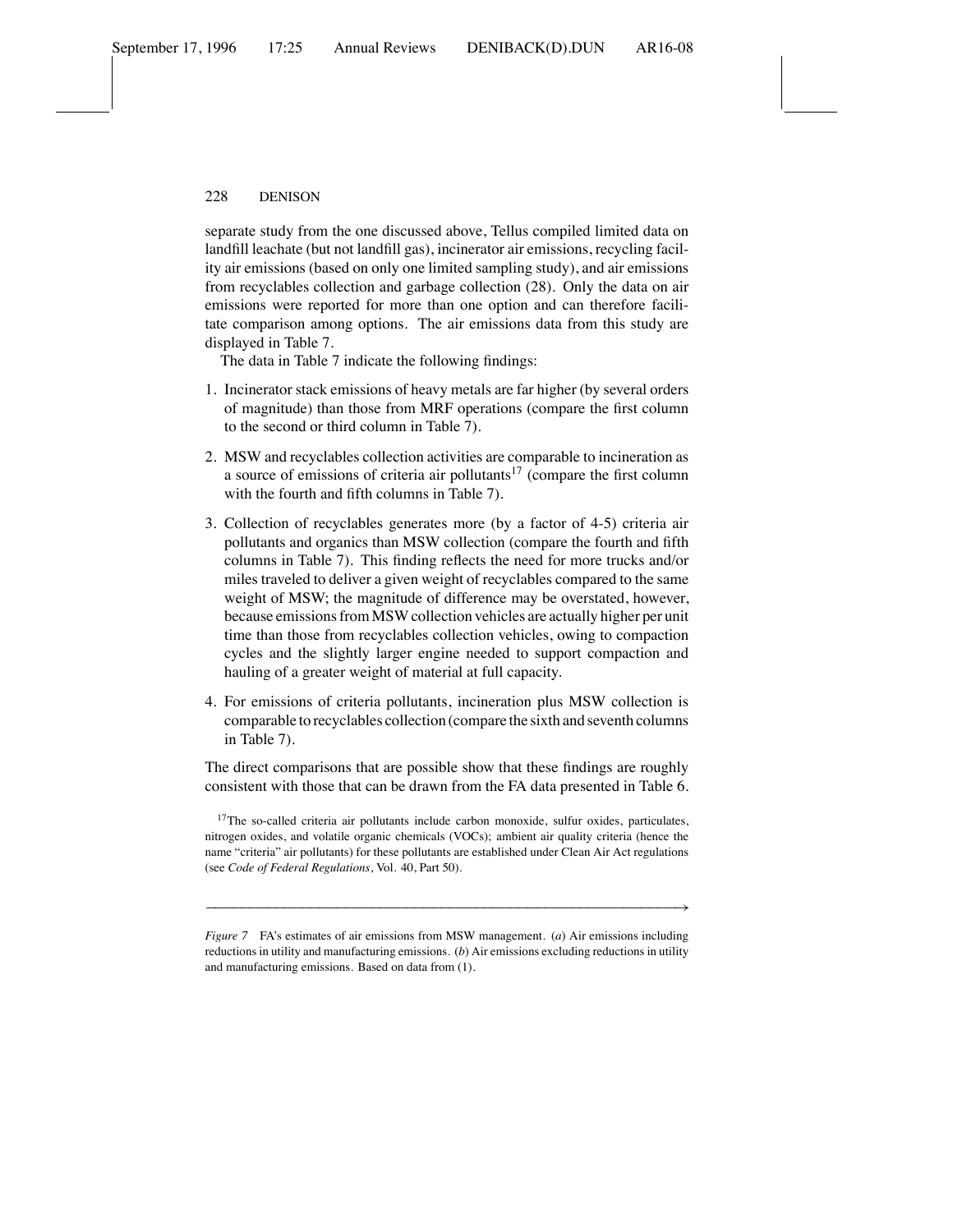separate study from the one discussed above, Tellus compiled limited data on landfill leachate (but not landfill gas), incinerator air emissions, recycling facility air emissions (based on only one limited sampling study), and air emissions from recyclables collection and garbage collection (28). Only the data on air emissions were reported for more than one option and can therefore facilitate comparison among options. The air emissions data from this study are displayed in Table 7.

The data in Table 7 indicate the following findings:

1. Incinerator stack emissions of heavy metals are far higher (by several orders of magnitude) than those from MRF operations (compare the first column to the second or third column in Table 7).
2. MSW and recyclables collection activities are comparable to incineration as a source of emissions of criteria air pollutants[17] (compare the first column with the fourth and fifth columns in Table 7).
3. Collection of recyclables generates more (by a factor of 4-5) criteria air pollutants and organics than MSW collection (compare the fourth and fifth columns in Table 7). This finding reflects the need for more trucks and/or miles traveled to deliver a given weight of recyclables compared to the same weight of MSW; the magnitude of difference may be overstated, however, because emissions from MSW collection vehicles are actually higher per unit time than those from recyclables collection vehicles, owing to compaction cycles and the slightly larger engine needed to support compaction and hauling of a greater weight of material at full capacity.
4. For emissions of criteria pollutants, incineration plus MSW collection is comparable to recyclables collection (compare the sixth and seventh columns in Table 7).

The direct comparisons that are possible show that these findings are roughly consistent with those that can be drawn from the FA data presented in Table 6.

[17] The so-called criteria air pollutants include carbon monoxide, sulfur oxides, particulates, nitrogen oxides, and volatile organic chemicals (VOCs); ambient air quality criteria (hence the name "criteria" air pollutants) for these pollutants are established under Clean Air Act regulations (see *Code of Federal Regulations*, Vol. 40, Part 50).

*Figure 7* FA's estimates of air emissions from MSW management. (*a*) Air emissions including reductions in utility and manufacturing emissions. (*b*) Air emissions excluding reductions in utility and manufacturing emissions. Based on data from (1).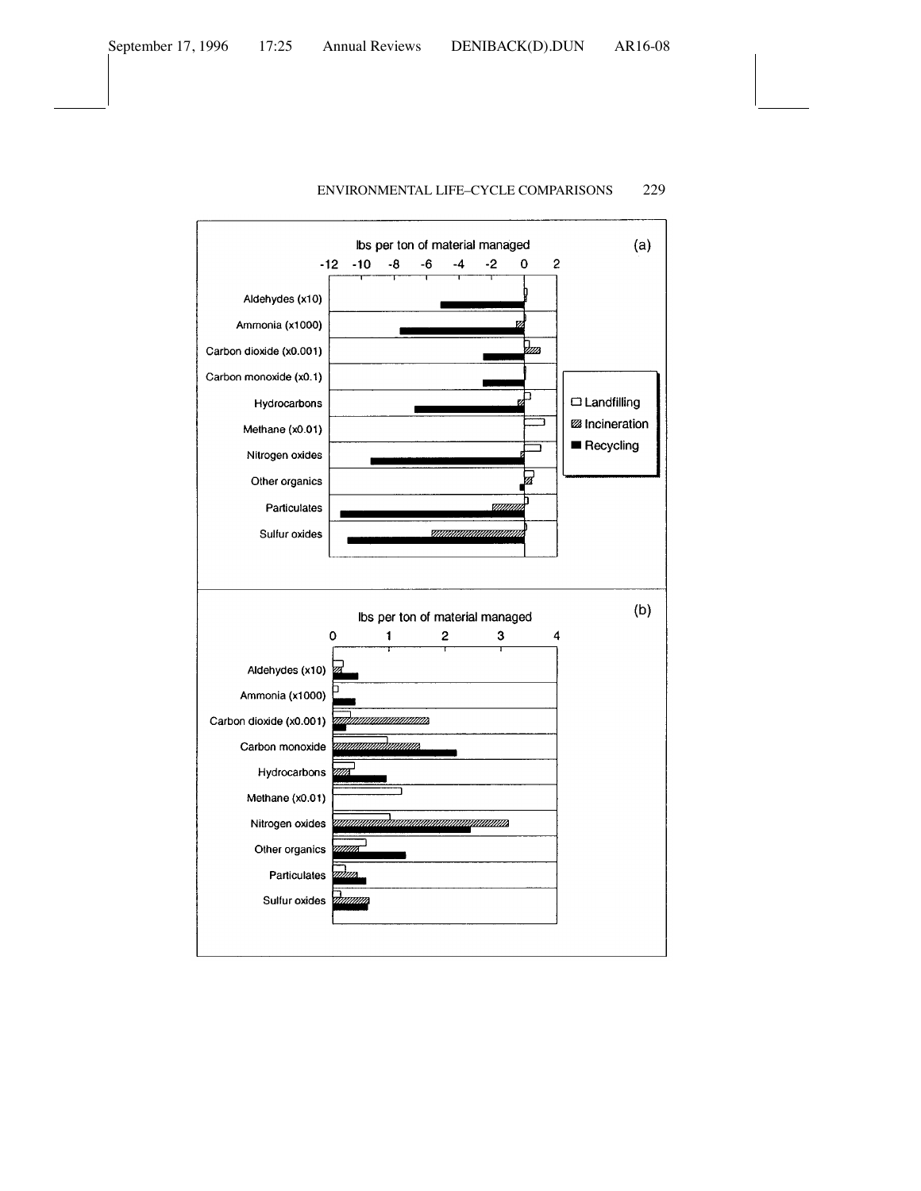(a)

lbs per ton of material managed

-12 -10 -8 -6 -4 -2 0 2

Aldehydes (x10)

Ammonia (x1000)

Carbon dioxide (x0.001)

Carbon monoxide (x0.1)

Hydrocarbons

Methane (x0.01)

Nitrogen oxides

Other organics

Particulates

Sulfur oxides

□ Landfilling

▨ Incineration

■ Recycling

(b)

lbs per ton of material managed

0 1 2 3 4

Aldehydes (x10)

Ammonia (x1000)

Carbon dioxide (x0.001)

Carbon monoxide

Hydrocarbons

Methane (x0.01)

Nitrogen oxides

Other organics

Particulates

Sulfur oxides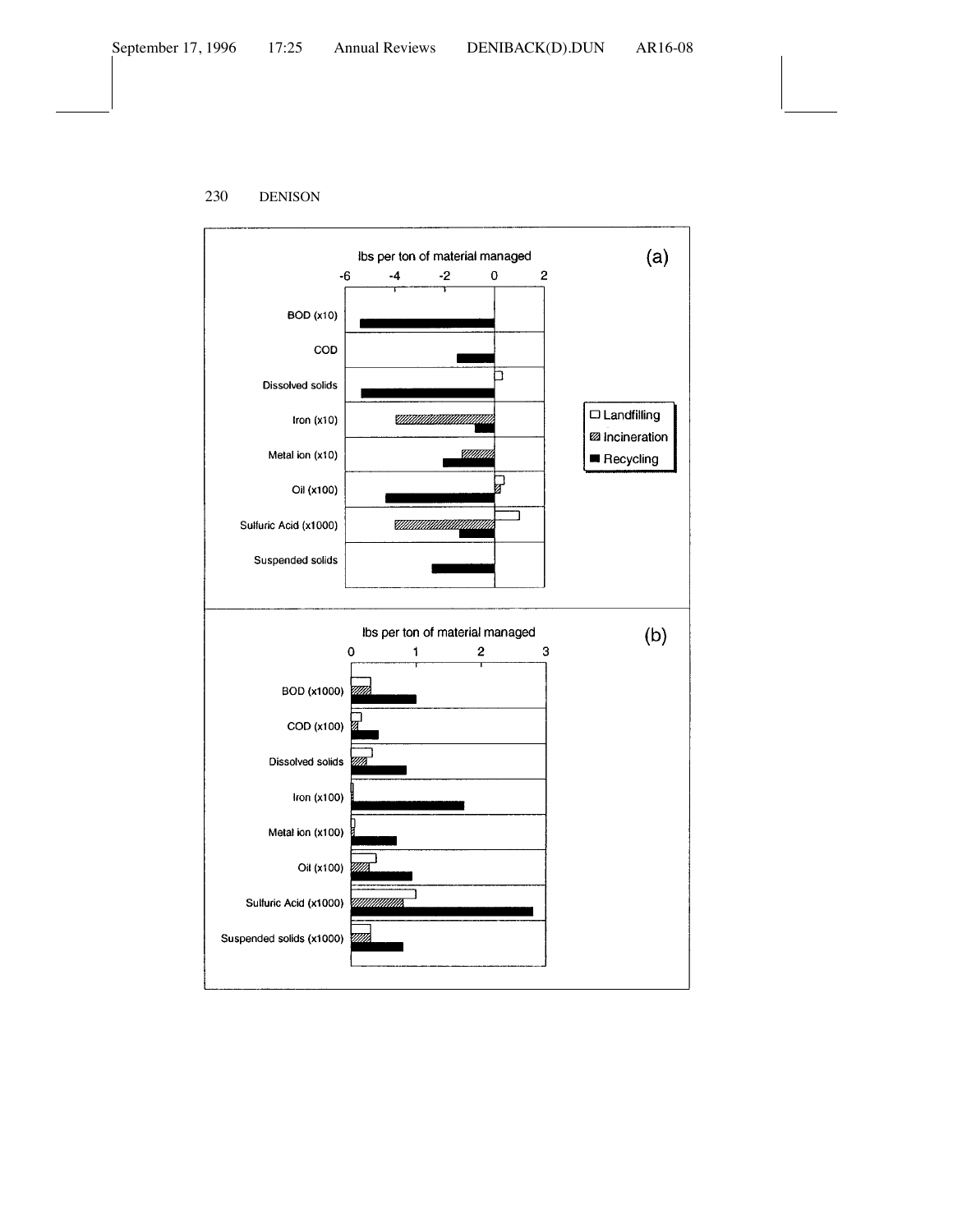(a)

lbs per ton of material managed

-6 -4 -2 0 2

BOD (x10)

COD

Dissolved solids

Iron (x10)

Metal ion (x10)

Oil (x100)

Sulfuric Acid (x1000)

Suspended solids

□ Landfilling
▨ Incineration
■ Recycling

(b)

lbs per ton of material managed

0 1 2 3

BOD (x1000)

COD (x100)

Dissolved solids

Iron (x100)

Metal ion (x100)

Oil (x100)

Sulfuric Acid (x1000)

Suspended solids (x1000)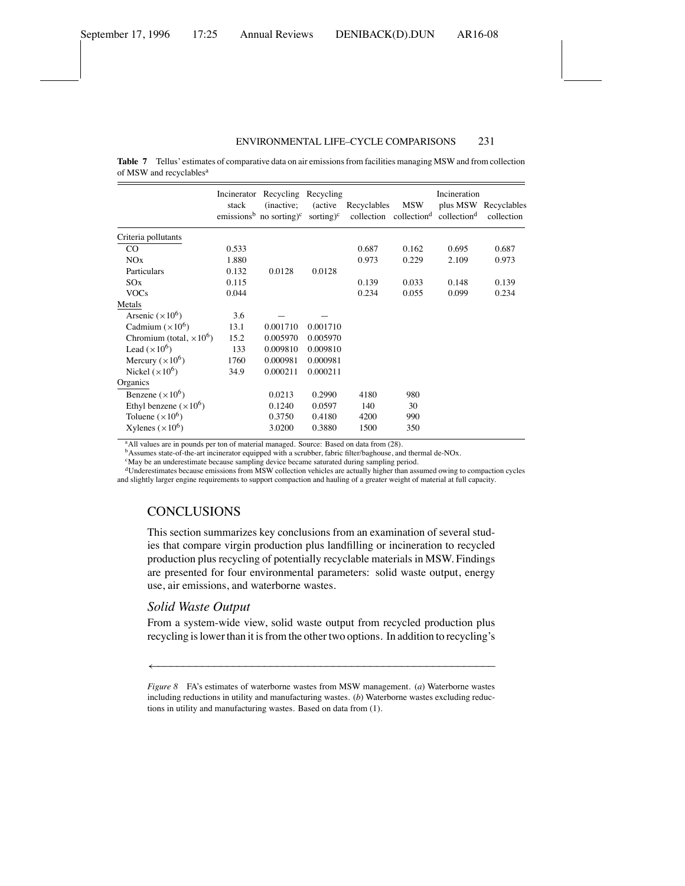**Table 7** Tellus' estimates of comparative data on air emissions from facilities managing MSW and from collection of MSW and recyclables[a]

| | Incinerator stack emissions[b] | Recycling (inactive; no sorting)[c] | Recycling (active sorting)[c] | Recyclables collection | MSW collection[d] | Incineration plus MSW collection[d] | Recyclables collection |
|---|---|---|---|---|---|---|---|
| Criteria pollutants | | | | | | | |
| CO | 0.533 | | | 0.687 | 0.162 | 0.695 | 0.687 |
| NOx | 1.880 | | | 0.973 | 0.229 | 2.109 | 0.973 |
| Particulars | 0.132 | 0.0128 | 0.0128 | | | | |
| SOx | 0.115 | | | 0.139 | 0.033 | 0.148 | 0.139 |
| VOCs | 0.044 | | | 0.234 | 0.055 | 0.099 | 0.234 |
| Metals | | | | | | | |
| Arsenic ($\times 10^6$) | 3.6 | — | — | | | | |
| Cadmium ($\times 10^6$) | 13.1 | 0.001710 | 0.001710 | | | | |
| Chromium (total, $\times 10^6$) | 15.2 | 0.005970 | 0.005970 | | | | |
| Lead ($\times 10^6$) | 133 | 0.009810 | 0.009810 | | | | |
| Mercury ($\times 10^6$) | 1760 | 0.000981 | 0.000981 | | | | |
| Nickel ($\times 10^6$) | 34.9 | 0.000211 | 0.000211 | | | | |
| Organics | | | | | | | |
| Benzene ($\times 10^6$) | | 0.0213 | 0.2990 | 4180 | 980 | | |
| Ethyl benzene ($\times 10^6$) | | 0.1240 | 0.0597 | 140 | 30 | | |
| Toluene ($\times 10^6$) | | 0.3750 | 0.4180 | 4200 | 990 | | |
| Xylenes ($\times 10^6$) | | 3.0200 | 0.3880 | 1500 | 350 | | |

[a]All values are in pounds per ton of material managed. Source: Based on data from (28).
[b]Assumes state-of-the-art incinerator equipped with a scrubber, fabric filter/baghouse, and thermal de-NOx.
[c]May be an underestimate because sampling device became saturated during sampling period.
[d]Underestimates because emissions from MSW collection vehicles are actually higher than assumed owing to compaction cycles and slightly larger engine requirements to support compaction and hauling of a greater weight of material at full capacity.

## CONCLUSIONS

This section summarizes key conclusions from an examination of several studies that compare virgin production plus landfilling or incineration to recycled production plus recycling of potentially recyclable materials in MSW. Findings are presented for four environmental parameters: solid waste output, energy use, air emissions, and waterborne wastes.

### *Solid Waste Output*

From a system-wide view, solid waste output from recycled production plus recycling is lower than it is from the other two options. In addition to recycling's

←

*Figure 8* FA's estimates of waterborne wastes from MSW management. (*a*) Waterborne wastes including reductions in utility and manufacturing wastes. (*b*) Waterborne wastes excluding reductions in utility and manufacturing wastes. Based on data from (1).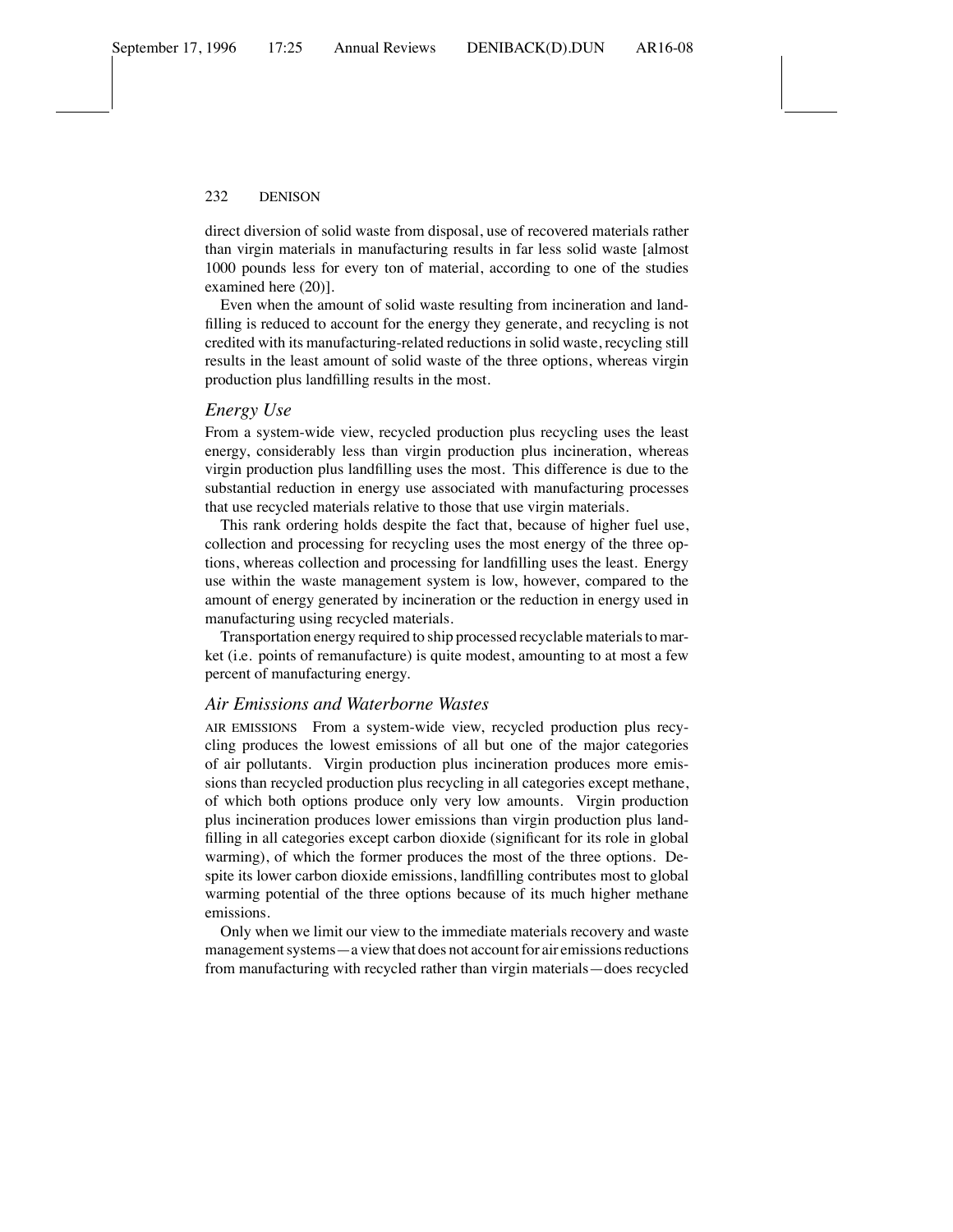direct diversion of solid waste from disposal, use of recovered materials rather than virgin materials in manufacturing results in far less solid waste [almost 1000 pounds less for every ton of material, according to one of the studies examined here (20)].

Even when the amount of solid waste resulting from incineration and landfilling is reduced to account for the energy they generate, and recycling is not credited with its manufacturing-related reductions in solid waste, recycling still results in the least amount of solid waste of the three options, whereas virgin production plus landfilling results in the most.

### *Energy Use*

From a system-wide view, recycled production plus recycling uses the least energy, considerably less than virgin production plus incineration, whereas virgin production plus landfilling uses the most. This difference is due to the substantial reduction in energy use associated with manufacturing processes that use recycled materials relative to those that use virgin materials.

This rank ordering holds despite the fact that, because of higher fuel use, collection and processing for recycling uses the most energy of the three options, whereas collection and processing for landfilling uses the least. Energy use within the waste management system is low, however, compared to the amount of energy generated by incineration or the reduction in energy used in manufacturing using recycled materials.

Transportation energy required to ship processed recyclable materials to market (i.e. points of remanufacture) is quite modest, amounting to at most a few percent of manufacturing energy.

### *Air Emissions and Waterborne Wastes*

AIR EMISSIONS From a system-wide view, recycled production plus recycling produces the lowest emissions of all but one of the major categories of air pollutants. Virgin production plus incineration produces more emissions than recycled production plus recycling in all categories except methane, of which both options produce only very low amounts. Virgin production plus incineration produces lower emissions than virgin production plus landfilling in all categories except carbon dioxide (significant for its role in global warming), of which the former produces the most of the three options. Despite its lower carbon dioxide emissions, landfilling contributes most to global warming potential of the three options because of its much higher methane emissions.

Only when we limit our view to the immediate materials recovery and waste management systems—a view that does not account for air emissions reductions from manufacturing with recycled rather than virgin materials—does recycled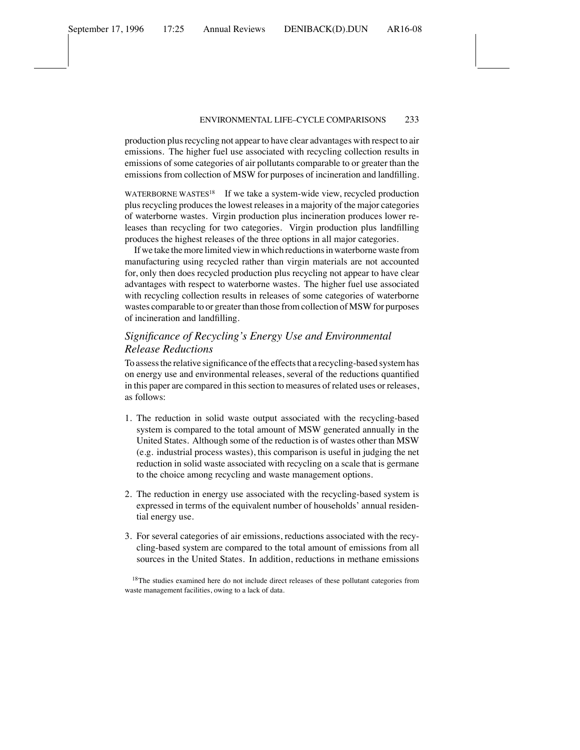production plus recycling not appear to have clear advantages with respect to air emissions. The higher fuel use associated with recycling collection results in emissions of some categories of air pollutants comparable to or greater than the emissions from collection of MSW for purposes of incineration and landfilling.

WATERBORNE WASTES[18] If we take a system-wide view, recycled production plus recycling produces the lowest releases in a majority of the major categories of waterborne wastes. Virgin production plus incineration produces lower releases than recycling for two categories. Virgin production plus landfilling produces the highest releases of the three options in all major categories.

If we take the more limited view in which reductions in waterborne waste from manufacturing using recycled rather than virgin materials are not accounted for, only then does recycled production plus recycling not appear to have clear advantages with respect to waterborne wastes. The higher fuel use associated with recycling collection results in releases of some categories of waterborne wastes comparable to or greater than those from collection of MSW for purposes of incineration and landfilling.

### *Significance of Recycling's Energy Use and Environmental Release Reductions*

To assess the relative significance of the effects that a recycling-based system has on energy use and environmental releases, several of the reductions quantified in this paper are compared in this section to measures of related uses or releases, as follows:

1. The reduction in solid waste output associated with the recycling-based system is compared to the total amount of MSW generated annually in the United States. Although some of the reduction is of wastes other than MSW (e.g. industrial process wastes), this comparison is useful in judging the net reduction in solid waste associated with recycling on a scale that is germane to the choice among recycling and waste management options.
2. The reduction in energy use associated with the recycling-based system is expressed in terms of the equivalent number of households' annual residential energy use.
3. For several categories of air emissions, reductions associated with the recycling-based system are compared to the total amount of emissions from all sources in the United States. In addition, reductions in methane emissions

[18] The studies examined here do not include direct releases of these pollutant categories from waste management facilities, owing to a lack of data.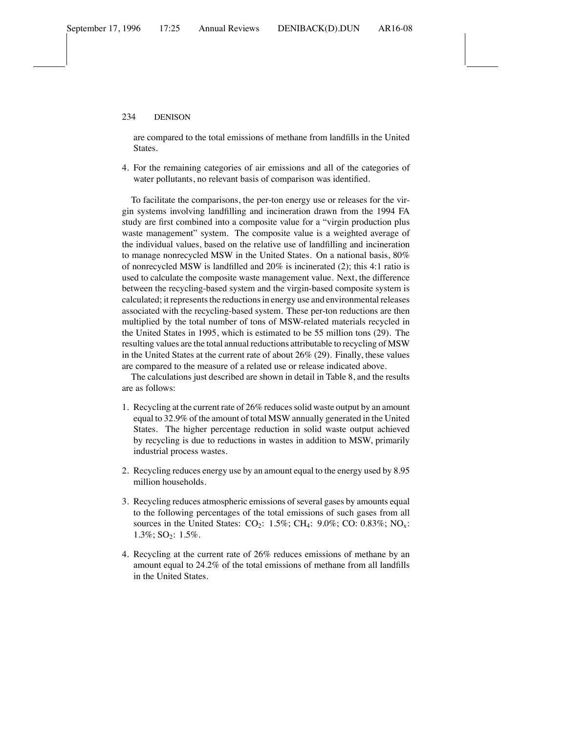are compared to the total emissions of methane from landfills in the United States.

4. For the remaining categories of air emissions and all of the categories of water pollutants, no relevant basis of comparison was identified.

To facilitate the comparisons, the per-ton energy use or releases for the virgin systems involving landfilling and incineration drawn from the 1994 FA study are first combined into a composite value for a "virgin production plus waste management" system. The composite value is a weighted average of the individual values, based on the relative use of landfilling and incineration to manage nonrecycled MSW in the United States. On a national basis, 80% of nonrecycled MSW is landfilled and 20% is incinerated (2); this 4:1 ratio is used to calculate the composite waste management value. Next, the difference between the recycling-based system and the virgin-based composite system is calculated; it represents the reductions in energy use and environmental releases associated with the recycling-based system. These per-ton reductions are then multiplied by the total number of tons of MSW-related materials recycled in the United States in 1995, which is estimated to be 55 million tons (29). The resulting values are the total annual reductions attributable to recycling of MSW in the United States at the current rate of about 26% (29). Finally, these values are compared to the measure of a related use or release indicated above.

The calculations just described are shown in detail in Table 8, and the results are as follows:

1. Recycling at the current rate of 26% reduces solid waste output by an amount equal to 32.9% of the amount of total MSW annually generated in the United States. The higher percentage reduction in solid waste output achieved by recycling is due to reductions in wastes in addition to MSW, primarily industrial process wastes.

2. Recycling reduces energy use by an amount equal to the energy used by 8.95 million households.

3. Recycling reduces atmospheric emissions of several gases by amounts equal to the following percentages of the total emissions of such gases from all sources in the United States: $CO_2$: 1.5%; $CH_4$: 9.0%; CO: 0.83%; $NO_x$: 1.3%; $SO_2$: 1.5%.

4. Recycling at the current rate of 26% reduces emissions of methane by an amount equal to 24.2% of the total emissions of methane from all landfills in the United States.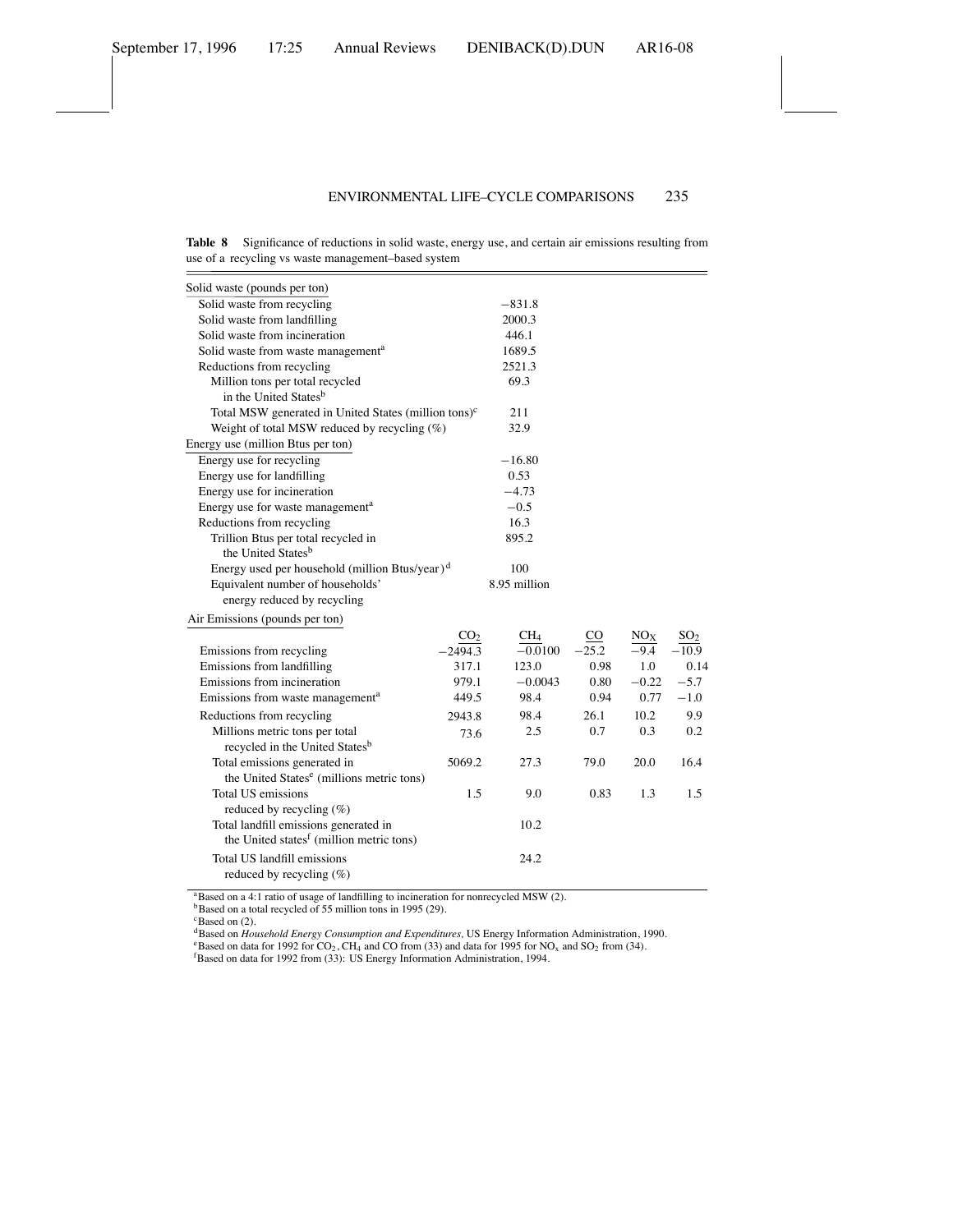**Table 8** Significance of reductions in solid waste, energy use, and certain air emissions resulting from use of a recycling vs waste management–based system

| | | | | | |
|---|---|---|---|---|---|
| Solid waste (pounds per ton) | | | | | |
| Solid waste from recycling | | −831.8 | | | |
| Solid waste from landfilling | | 2000.3 | | | |
| Solid waste from incineration | | 446.1 | | | |
| Solid waste from waste management[a] | | 1689.5 | | | |
| Reductions from recycling | | 2521.3 | | | |
| Million tons per total recycled in the United States[b] | | 69.3 | | | |
| Total MSW generated in United States (million tons)[c] | | 211 | | | |
| Weight of total MSW reduced by recycling (%) | | 32.9 | | | |
| Energy use (million Btus per ton) | | | | | |
| Energy use for recycling | | −16.80 | | | |
| Energy use for landfilling | | 0.53 | | | |
| Energy use for incineration | | −4.73 | | | |
| Energy use for waste management[a] | | −0.5 | | | |
| Reductions from recycling | | 16.3 | | | |
| Trillion Btus per total recycled in the United States[b] | | 895.2 | | | |
| Energy used per household (million Btus/year)[d] | | 100 | | | |
| Equivalent number of households' energy reduced by recycling | | 8.95 million | | | |
| Air Emissions (pounds per ton) | | | | | |
| | $CO_2$ | $CH_4$ | CO | $NO_X$ | $SO_2$ |
| Emissions from recycling | −2494.3 | −0.0100 | −25.2 | −9.4 | −10.9 |
| Emissions from landfilling | 317.1 | 123.0 | 0.98 | 1.0 | 0.14 |
| Emissions from incineration | 979.1 | −0.0043 | 0.80 | −0.22 | −5.7 |
| Emissions from waste management[a] | 449.5 | 98.4 | 0.94 | 0.77 | −1.0 |
| Reductions from recycling | 2943.8 | 98.4 | 26.1 | 10.2 | 9.9 |
| Millions metric tons per total recycled in the United States[b] | 73.6 | 2.5 | 0.7 | 0.3 | 0.2 |
| Total emissions generated in the United States[e] (millions metric tons) | 5069.2 | 27.3 | 79.0 | 20.0 | 16.4 |
| Total US emissions reduced by recycling (%) | 1.5 | 9.0 | 0.83 | 1.3 | 1.5 |
| Total landfill emissions generated in the United states[f] (million metric tons) | | 10.2 | | | |
| Total US landfill emissions reduced by recycling (%) | | 24.2 | | | |

[a]Based on a 4:1 ratio of usage of landfilling to incineration for nonrecycled MSW (2).
[b]Based on a total recycled of 55 million tons in 1995 (29).
[c]Based on (2).
[d]Based on *Household Energy Consumption and Expenditures*, US Energy Information Administration, 1990.
[e]Based on data for 1992 for $CO_2$, $CH_4$ and CO from (33) and data for 1995 for $NO_x$ and $SO_2$ from (34).
[f]Based on data for 1992 from (33): US Energy Information Administration, 1994.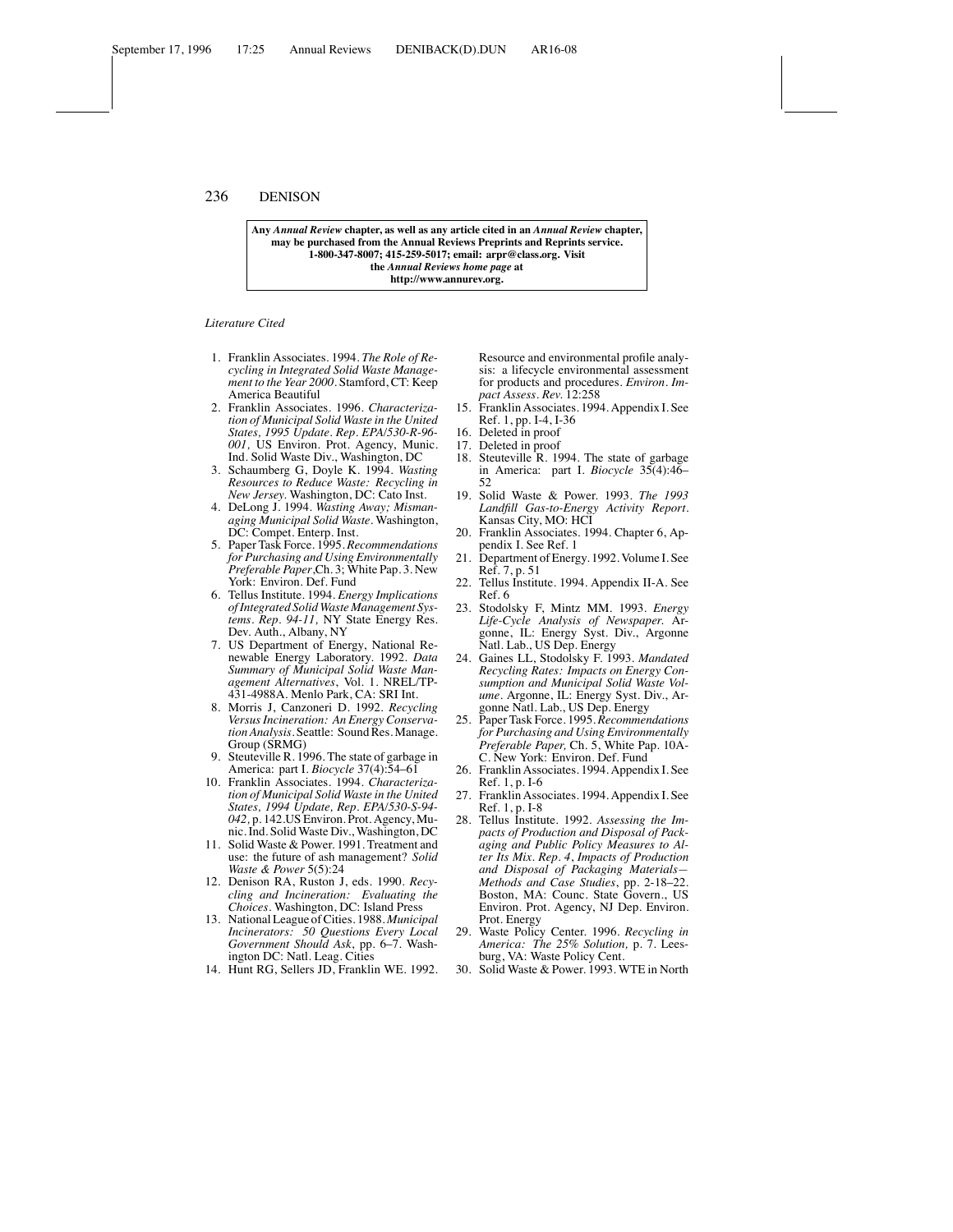**Any *Annual Review* chapter, as well as any article cited in an *Annual Review* chapter, may be purchased from the Annual Reviews Preprints and Reprints service. 1-800-347-8007; 415-259-5017; email: arpr@class.org. Visit the *Annual Reviews home page* at http://www.annurev.org.**

*Literature Cited*

1. Franklin Associates. 1994. *The Role of Recycling in Integrated Solid Waste Management to the Year 2000*. Stamford, CT: Keep America Beautiful
2. Franklin Associates. 1996. *Characterization of Municipal Solid Waste in the United States, 1995 Update. Rep. EPA/530-R-96-001,* US Environ. Prot. Agency, Munic. Ind. Solid Waste Div., Washington, DC
3. Schaumberg G, Doyle K. 1994. *Wasting Resources to Reduce Waste: Recycling in New Jersey*. Washington, DC: Cato Inst.
4. DeLong J. 1994. *Wasting Away; Mismanaging Municipal Solid Waste*. Washington, DC: Compet. Enterp. Inst.
5. Paper Task Force. 1995. *Recommendations for Purchasing and Using Environmentally Preferable Paper*,Ch. 3; White Pap. 3. New York: Environ. Def. Fund
6. Tellus Institute. 1994. *Energy Implications of Integrated Solid Waste Management Systems. Rep. 94-11,* NY State Energy Res. Dev. Auth., Albany, NY
7. US Department of Energy, National Renewable Energy Laboratory. 1992. *Data Summary of Municipal Solid Waste Management Alternatives*, Vol. 1. NREL/TP-431-4988A. Menlo Park, CA: SRI Int.
8. Morris J, Canzoneri D. 1992. *Recycling Versus Incineration: An Energy Conservation Analysis*. Seattle: Sound Res. Manage. Group (SRMG)
9. Steuteville R. 1996. The state of garbage in America: part I. *Biocycle* 37(4):54–61
10. Franklin Associates. 1994. *Characterization of Municipal Solid Waste in the United States, 1994 Update, Rep. EPA/530-S-94-042,* p. 142.US Environ. Prot. Agency, Munic. Ind. Solid Waste Div., Washington, DC
11. Solid Waste & Power. 1991. Treatment and use: the future of ash management? *Solid Waste & Power* 5(5):24
12. Denison RA, Ruston J, eds. 1990. *Recycling and Incineration: Evaluating the Choices*. Washington, DC: Island Press
13. National League of Cities. 1988. *Municipal Incinerators: 50 Questions Every Local Government Should Ask*, pp. 6–7. Washington DC: Natl. Leag. Cities
14. Hunt RG, Sellers JD, Franklin WE. 1992. Resource and environmental profile analysis: a lifecycle environmental assessment for products and procedures. *Environ. Impact Assess. Rev.* 12:258
15. Franklin Associates. 1994. Appendix I. See Ref. 1, pp. I-4, I-36
16. Deleted in proof
17. Deleted in proof
18. Steuteville R. 1994. The state of garbage in America: part I. *Biocycle* 35(4):46–52
19. Solid Waste & Power. 1993. *The 1993 Landfill Gas-to-Energy Activity Report*. Kansas City, MO: HCI
20. Franklin Associates. 1994. Chapter 6, Appendix I. See Ref. 1
21. Department of Energy. 1992. Volume I. See Ref. 7, p. 51
22. Tellus Institute. 1994. Appendix II-A. See Ref. 6
23. Stodolsky F, Mintz MM. 1993. *Energy Life-Cycle Analysis of Newspaper.* Argonne, IL: Energy Syst. Div., Argonne Natl. Lab., US Dep. Energy
24. Gaines LL, Stodolsky F. 1993. *Mandated Recycling Rates: Impacts on Energy Consumption and Municipal Solid Waste Volume*. Argonne, IL: Energy Syst. Div., Argonne Natl. Lab., US Dep. Energy
25. Paper Task Force. 1995. *Recommendations for Purchasing and Using Environmentally Preferable Paper,* Ch. 5, White Pap. 10A-C. New York: Environ. Def. Fund
26. Franklin Associates. 1994. Appendix I. See Ref. 1, p. I-6
27. Franklin Associates. 1994. Appendix I. See Ref. 1, p. I-8
28. Tellus Institute. 1992. *Assessing the Impacts of Production and Disposal of Packaging and Public Policy Measures to Alter Its Mix. Rep. 4*, *Impacts of Production and Disposal of Packaging Materials—Methods and Case Studies*, pp. 2-18–22. Boston, MA: Counc. State Govern., US Environ. Prot. Agency, NJ Dep. Environ. Prot. Energy
29. Waste Policy Center. 1996. *Recycling in America: The 25% Solution,* p. 7. Leesburg, VA: Waste Policy Cent.
30. Solid Waste & Power. 1993. WTE in North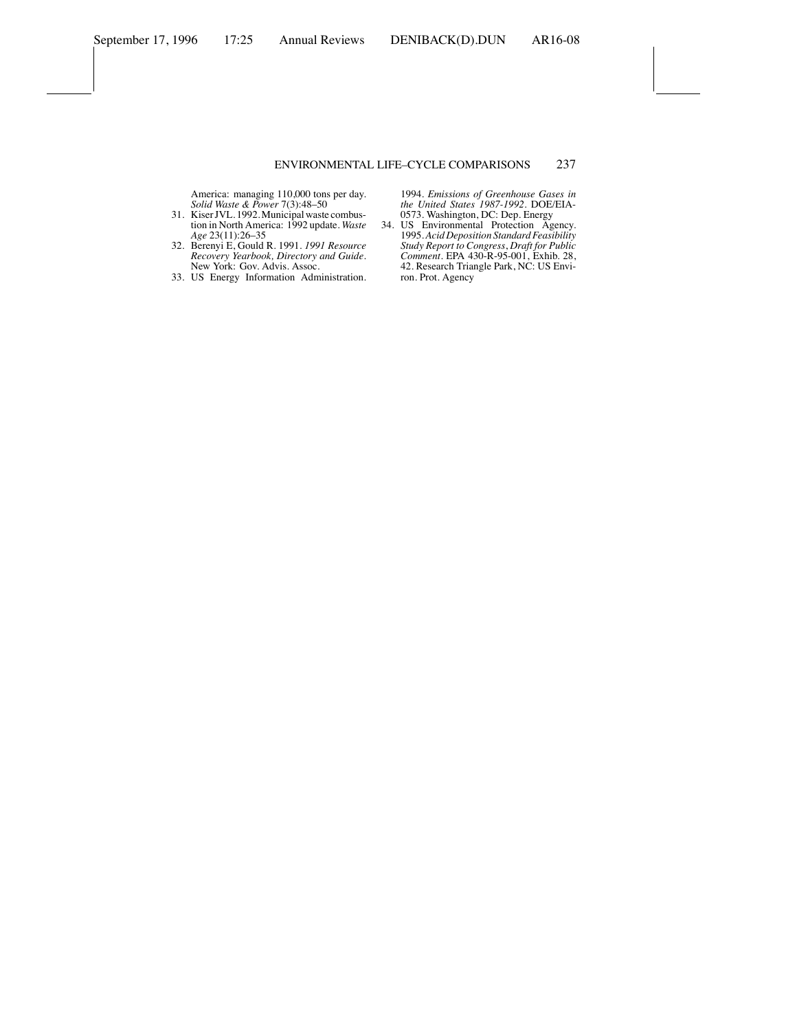America: managing 110,000 tons per day. *Solid Waste & Power* 7(3):48–50

31. Kiser JVL. 1992. Municipal waste combustion in North America: 1992 update. *Waste Age* 23(11):26–35
32. Berenyi E, Gould R. 1991. *1991 Resource Recovery Yearbook, Directory and Guide*. New York: Gov. Advis. Assoc.
33. US Energy Information Administration. 1994. *Emissions of Greenhouse Gases in the United States 1987-1992*. DOE/EIA-0573. Washington, DC: Dep. Energy
34. US Environmental Protection Agency. 1995. *Acid Deposition Standard Feasibility Study Report to Congress, Draft for Public Comment*. EPA 430-R-95-001, Exhib. 28, 42. Research Triangle Park, NC: US Environ. Prot. Agency